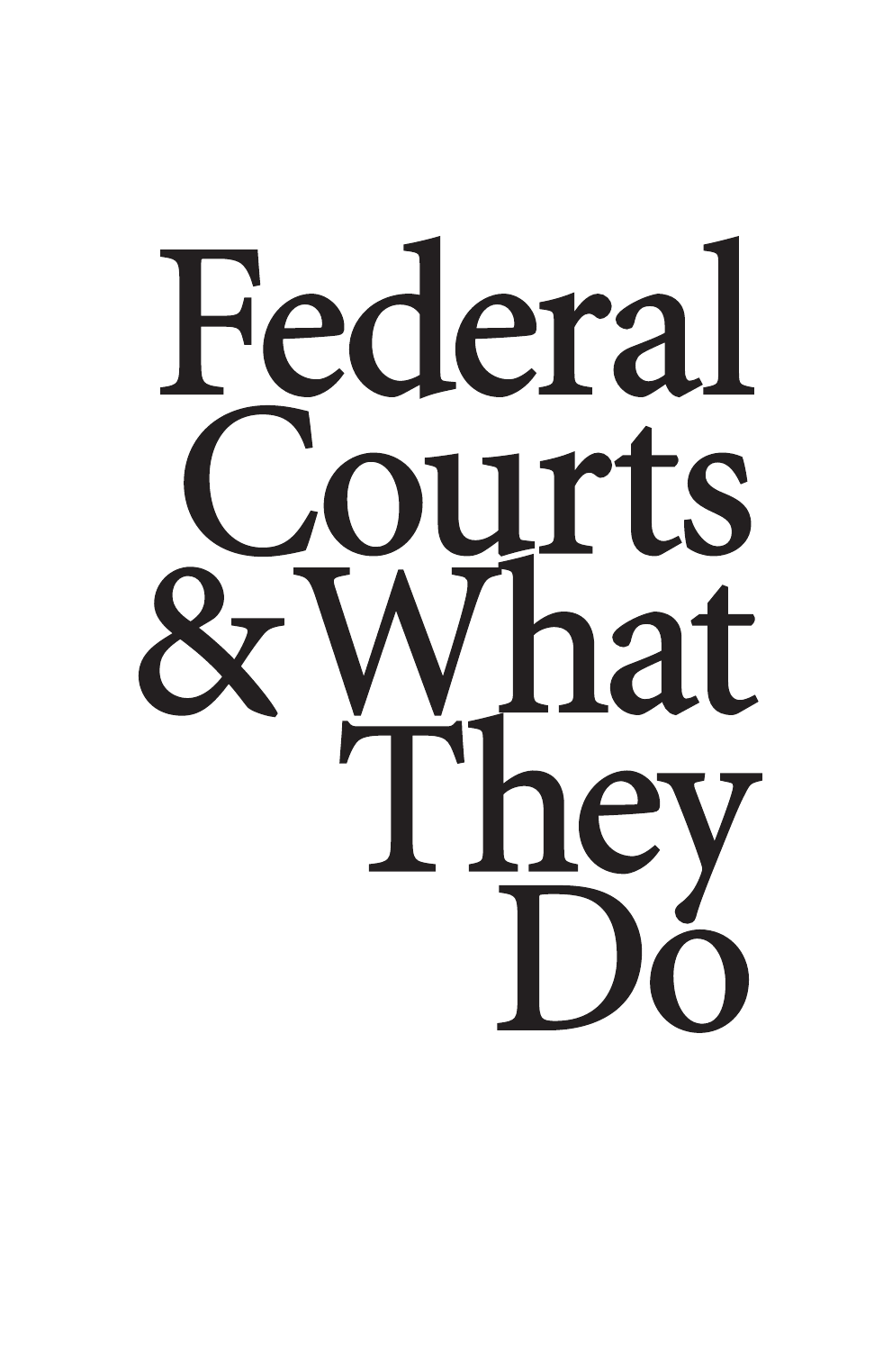# Federal Courts & What They Do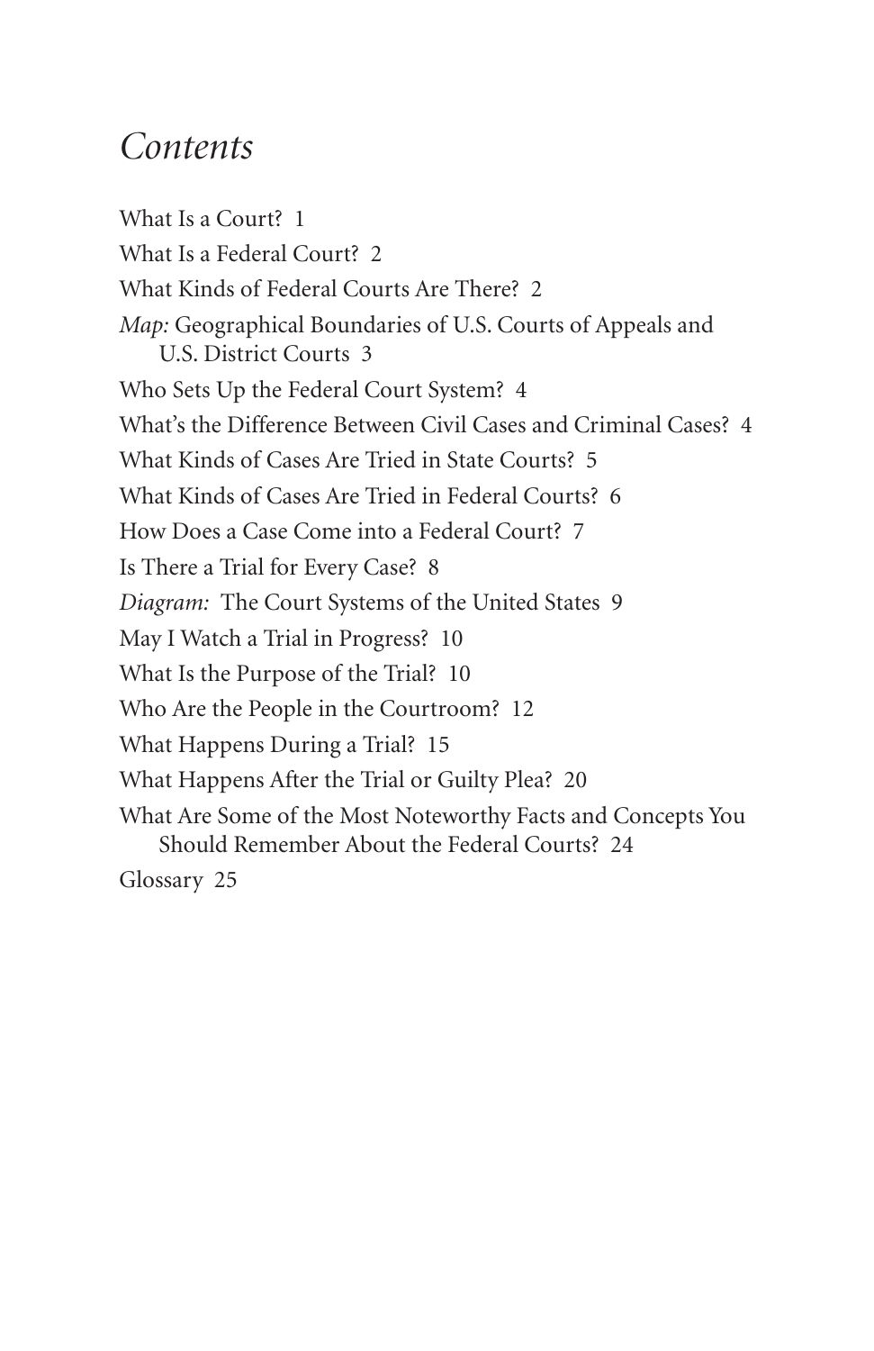# *Contents*

What Is a Court? 1

What Is a Federal Court? 2

What Kinds of Federal Courts Are There? 2

*Map:* Geographical Boundaries of U.S. Courts of Appeals and U.S. District Courts 3

Who Sets Up the Federal Court System? 4

What's the Difference Between Civil Cases and Criminal Cases? 4

What Kinds of Cases Are Tried in State Courts? 5

What Kinds of Cases Are Tried in Federal Courts? 6

How Does a Case Come into a Federal Court? 7

Is There a Trial for Every Case? 8

*Diagram:* The Court Systems of the United States 9

May I Watch a Trial in Progress? 10

What Is the Purpose of the Trial? 10

Who Are the People in the Courtroom? 12

What Happens During a Trial? 15

What Happens After the Trial or Guilty Plea? 20

What Are Some of the Most Noteworthy Facts and Concepts You Should Remember About the Federal Courts? 24

Glossary 25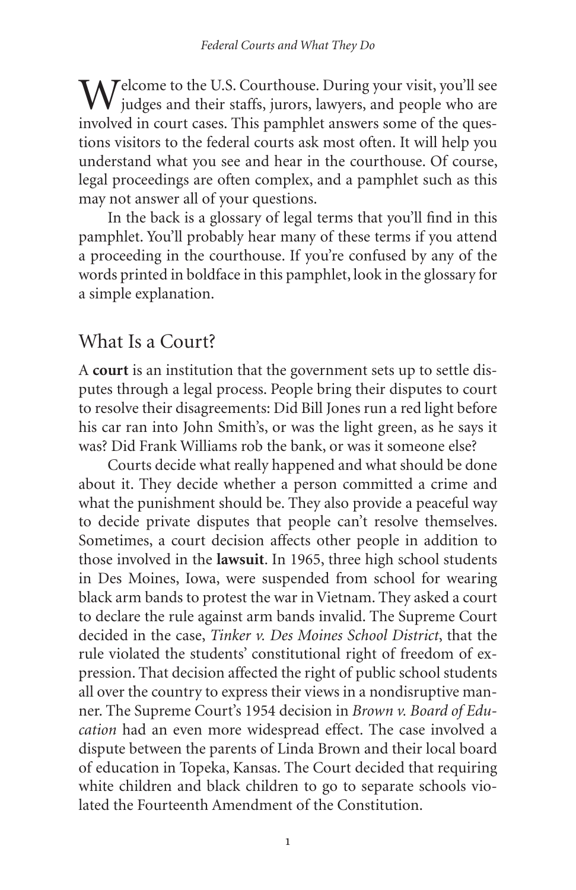Welcome to the U.S. Courthouse. During your visit, you'll see judges and their staffs, jurors, lawyers, and people who are involved in court cases. This pamphlet answers some of the questions visitors to the federal courts ask most often. It will help you understand what you see and hear in the courthouse. Of course, legal proceedings are often complex, and a pamphlet such as this may not answer all of your questions.

In the back is a glossary of legal terms that you'll find in this pamphlet. You'll probably hear many of these terms if you attend a proceeding in the courthouse. If you're confused by any of the words printed in boldface in this pamphlet, look in the glossary for a simple explanation.

## What Is a Court?

A **court** is an institution that the government sets up to settle disputes through a legal process. People bring their disputes to court to resolve their disagreements: Did Bill Jones run a red light before his car ran into John Smith's, or was the light green, as he says it was? Did Frank Williams rob the bank, or was it someone else?

Courts decide what really happened and what should be done about it. They decide whether a person committed a crime and what the punishment should be. They also provide a peaceful way to decide private disputes that people can't resolve themselves. Sometimes, a court decision affects other people in addition to those involved in the **lawsuit**. In 1965, three high school students in Des Moines, Iowa, were suspended from school for wearing black arm bands to protest the war in Vietnam. They asked a court to declare the rule against arm bands invalid. The Supreme Court decided in the case, *Tinker v. Des Moines School District*, that the rule violated the students' constitutional right of freedom of expression. That decision affected the right of public school students all over the country to express their views in a nondisruptive manner. The Supreme Court's 1954 decision in *Brown v. Board of Education* had an even more widespread effect. The case involved a dispute between the parents of Linda Brown and their local board of education in Topeka, Kansas. The Court decided that requiring white children and black children to go to separate schools violated the Fourteenth Amendment of the Constitution.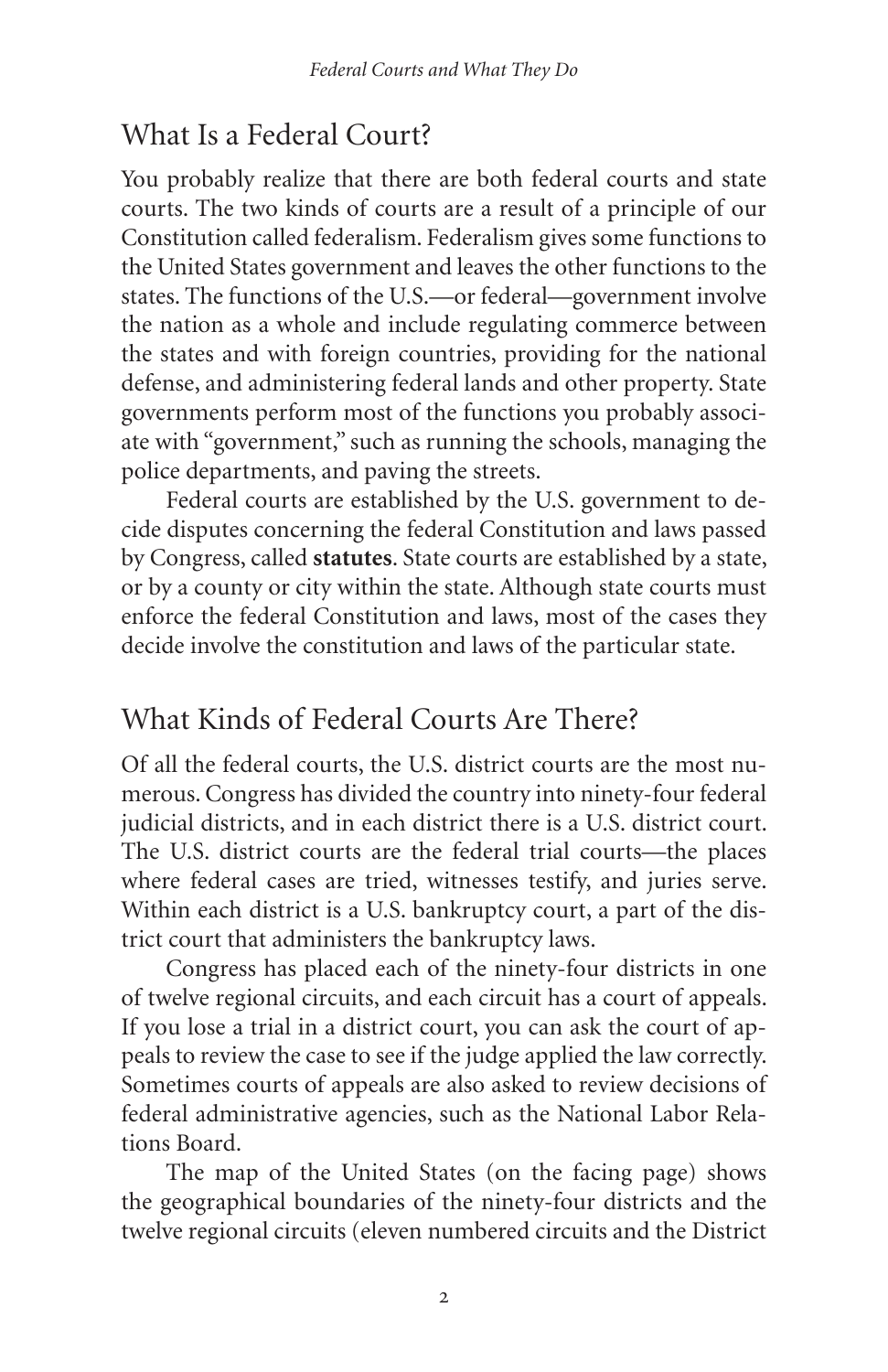## What Is a Federal Court?

You probably realize that there are both federal courts and state courts. The two kinds of courts are a result of a principle of our Constitution called federalism. Federalism gives some functions to the United States government and leaves the other functions to the states. The functions of the U.S.—or federal—government involve the nation as a whole and include regulating commerce between the states and with foreign countries, providing for the national defense, and administering federal lands and other property. State governments perform most of the functions you probably associate with "government," such as running the schools, managing the police departments, and paving the streets.

Federal courts are established by the U.S. government to decide disputes concerning the federal Constitution and laws passed by Congress, called **statutes**. State courts are established by a state, or by a county or city within the state. Although state courts must enforce the federal Constitution and laws, most of the cases they decide involve the constitution and laws of the particular state.

## What Kinds of Federal Courts Are There?

Of all the federal courts, the U.S. district courts are the most numerous. Congress has divided the country into ninety-four federal judicial districts, and in each district there is a U.S. district court. The U.S. district courts are the federal trial courts—the places where federal cases are tried, witnesses testify, and juries serve. Within each district is a U.S. bankruptcy court, a part of the district court that administers the bankruptcy laws.

Congress has placed each of the ninety-four districts in one of twelve regional circuits, and each circuit has a court of appeals. If you lose a trial in a district court, you can ask the court of appeals to review the case to see if the judge applied the law correctly. Sometimes courts of appeals are also asked to review decisions of federal administrative agencies, such as the National Labor Relations Board.

The map of the United States (on the facing page) shows the geographical boundaries of the ninety-four districts and the twelve regional circuits (eleven numbered circuits and the District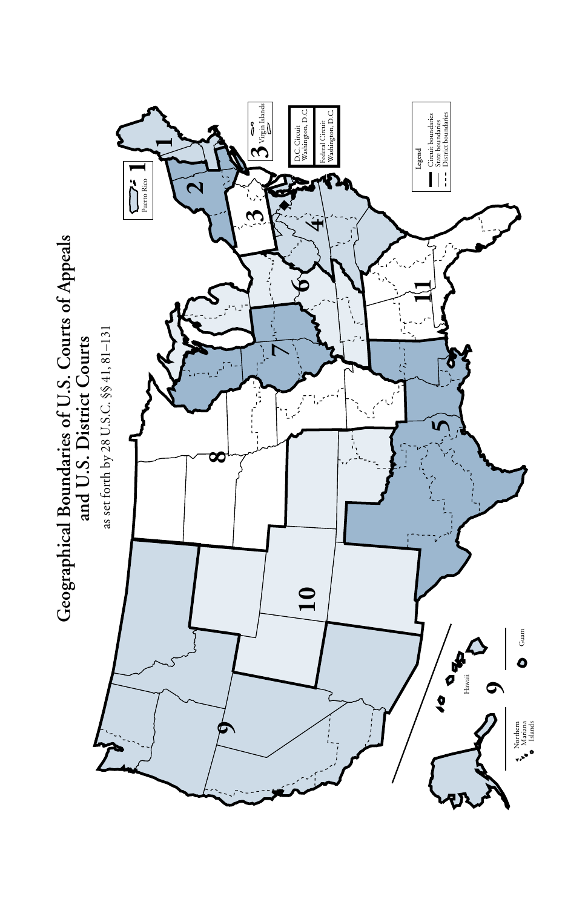# Geographical Boundaries of U.S. Courts of Appeals and U.S. District Courts

as set forth by 28 U.S.C. §§ 41, 81–131

1 Puerto Rico

3 Virgin Islands

D.C. Circuit Washington, D.C.

Federal Circuit Washington, D.C.

9 Northern Mariana Islands, Hawaii, Guam

1 2 3 4 5 6 7 8 9 10 11

**Legend**

- Circuit boundaries
- State boundaries
- District boundaries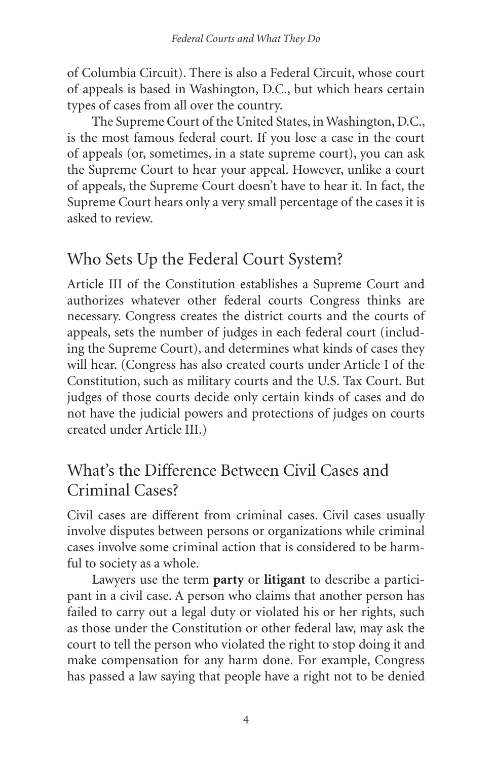of Columbia Circuit). There is also a Federal Circuit, whose court of appeals is based in Washington, D.C., but which hears certain types of cases from all over the country.

The Supreme Court of the United States, in Washington, D.C., is the most famous federal court. If you lose a case in the court of appeals (or, sometimes, in a state supreme court), you can ask the Supreme Court to hear your appeal. However, unlike a court of appeals, the Supreme Court doesn't have to hear it. In fact, the Supreme Court hears only a very small percentage of the cases it is asked to review.

## Who Sets Up the Federal Court System?

Article III of the Constitution establishes a Supreme Court and authorizes whatever other federal courts Congress thinks are necessary. Congress creates the district courts and the courts of appeals, sets the number of judges in each federal court (including the Supreme Court), and determines what kinds of cases they will hear. (Congress has also created courts under Article I of the Constitution, such as military courts and the U.S. Tax Court. But judges of those courts decide only certain kinds of cases and do not have the judicial powers and protections of judges on courts created under Article III.)

## What's the Difference Between Civil Cases and Criminal Cases?

Civil cases are different from criminal cases. Civil cases usually involve disputes between persons or organizations while criminal cases involve some criminal action that is considered to be harmful to society as a whole.

Lawyers use the term **party** or **litigant** to describe a participant in a civil case. A person who claims that another person has failed to carry out a legal duty or violated his or her rights, such as those under the Constitution or other federal law, may ask the court to tell the person who violated the right to stop doing it and make compensation for any harm done. For example, Congress has passed a law saying that people have a right not to be denied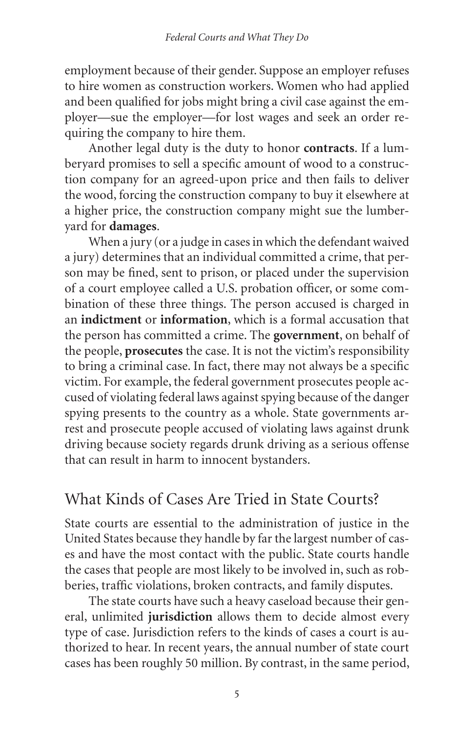employment because of their gender. Suppose an employer refuses to hire women as construction workers. Women who had applied and been qualified for jobs might bring a civil case against the employer—sue the employer—for lost wages and seek an order requiring the company to hire them.

Another legal duty is the duty to honor **contracts**. If a lumberyard promises to sell a specific amount of wood to a construction company for an agreed-upon price and then fails to deliver the wood, forcing the construction company to buy it elsewhere at a higher price, the construction company might sue the lumberyard for **damages**.

When a jury (or a judge in cases in which the defendant waived a jury) determines that an individual committed a crime, that person may be fined, sent to prison, or placed under the supervision of a court employee called a U.S. probation officer, or some combination of these three things. The person accused is charged in an **indictment** or **information**, which is a formal accusation that the person has committed a crime. The **government**, on behalf of the people, **prosecutes** the case. It is not the victim's responsibility to bring a criminal case. In fact, there may not always be a specific victim. For example, the federal government prosecutes people accused of violating federal laws against spying because of the danger spying presents to the country as a whole. State governments arrest and prosecute people accused of violating laws against drunk driving because society regards drunk driving as a serious offense that can result in harm to innocent bystanders.

## What Kinds of Cases Are Tried in State Courts?

State courts are essential to the administration of justice in the United States because they handle by far the largest number of cases and have the most contact with the public. State courts handle the cases that people are most likely to be involved in, such as robberies, traffic violations, broken contracts, and family disputes.

The state courts have such a heavy caseload because their general, unlimited **jurisdiction** allows them to decide almost every type of case. Jurisdiction refers to the kinds of cases a court is authorized to hear. In recent years, the annual number of state court cases has been roughly 50 million. By contrast, in the same period,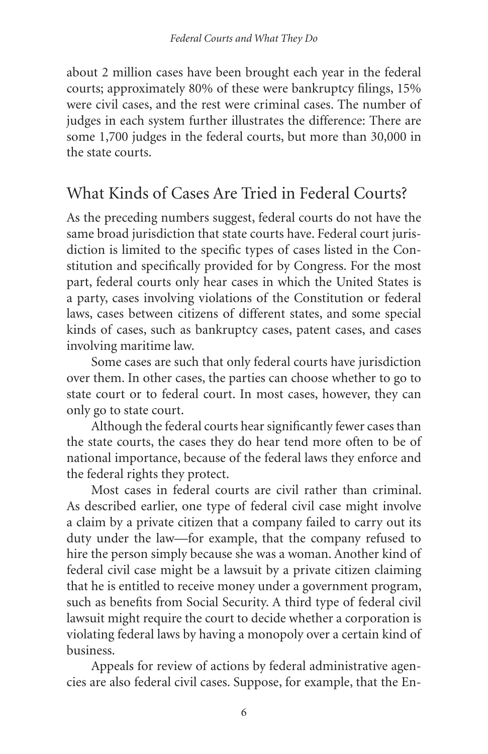about 2 million cases have been brought each year in the federal courts; approximately 80% of these were bankruptcy filings, 15% were civil cases, and the rest were criminal cases. The number of judges in each system further illustrates the difference: There are some 1,700 judges in the federal courts, but more than 30,000 in the state courts.

## What Kinds of Cases Are Tried in Federal Courts?

As the preceding numbers suggest, federal courts do not have the same broad jurisdiction that state courts have. Federal court jurisdiction is limited to the specific types of cases listed in the Constitution and specifically provided for by Congress. For the most part, federal courts only hear cases in which the United States is a party, cases involving violations of the Constitution or federal laws, cases between citizens of different states, and some special kinds of cases, such as bankruptcy cases, patent cases, and cases involving maritime law.

Some cases are such that only federal courts have jurisdiction over them. In other cases, the parties can choose whether to go to state court or to federal court. In most cases, however, they can only go to state court.

Although the federal courts hear significantly fewer cases than the state courts, the cases they do hear tend more often to be of national importance, because of the federal laws they enforce and the federal rights they protect.

Most cases in federal courts are civil rather than criminal. As described earlier, one type of federal civil case might involve a claim by a private citizen that a company failed to carry out its duty under the law—for example, that the company refused to hire the person simply because she was a woman. Another kind of federal civil case might be a lawsuit by a private citizen claiming that he is entitled to receive money under a government program, such as benefits from Social Security. A third type of federal civil lawsuit might require the court to decide whether a corporation is violating federal laws by having a monopoly over a certain kind of business.

Appeals for review of actions by federal administrative agencies are also federal civil cases. Suppose, for example, that the En-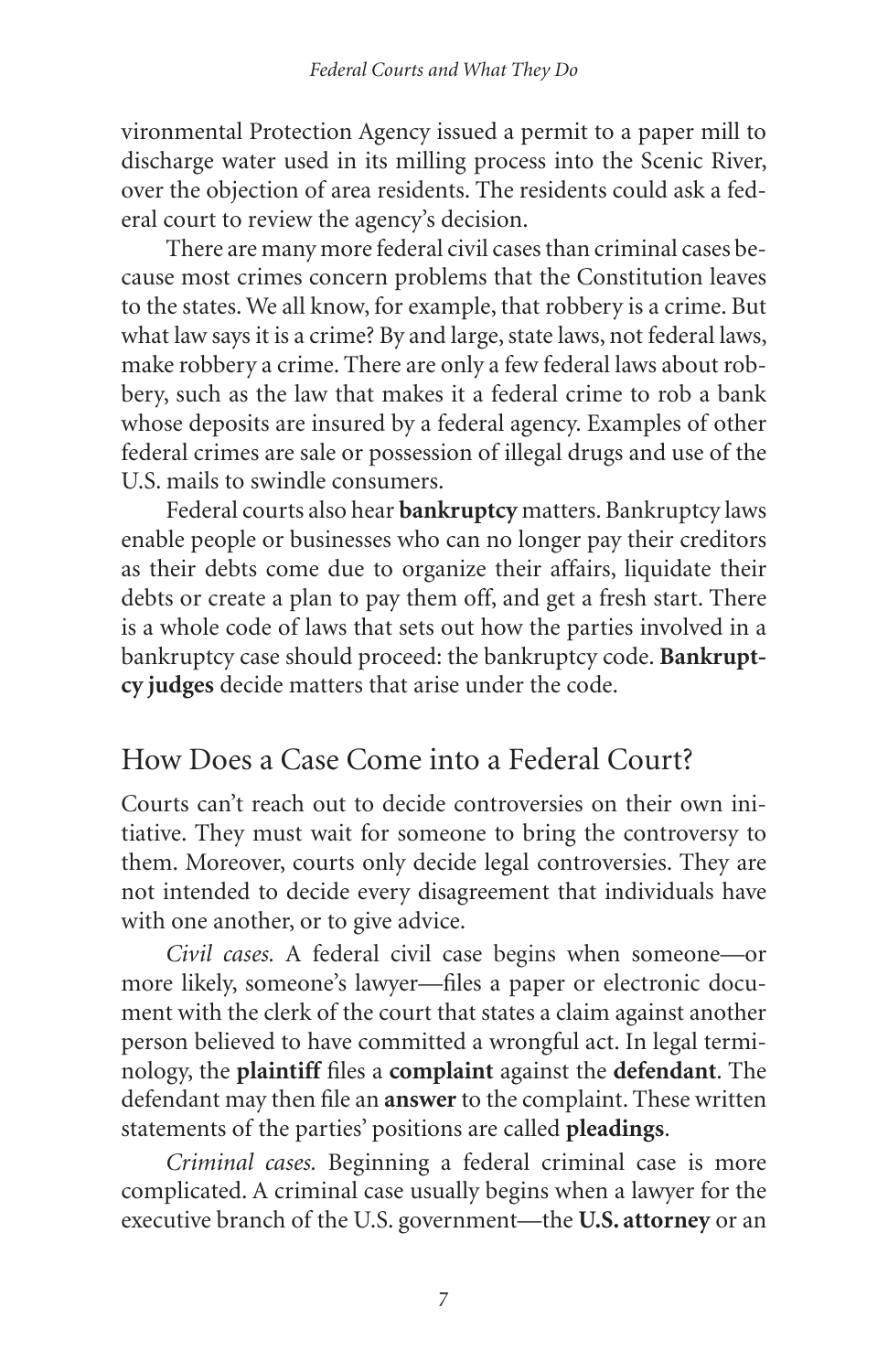vironmental Protection Agency issued a permit to a paper mill to discharge water used in its milling process into the Scenic River, over the objection of area residents. The residents could ask a federal court to review the agency's decision.

There are many more federal civil cases than criminal cases because most crimes concern problems that the Constitution leaves to the states. We all know, for example, that robbery is a crime. But what law says it is a crime? By and large, state laws, not federal laws, make robbery a crime. There are only a few federal laws about robbery, such as the law that makes it a federal crime to rob a bank whose deposits are insured by a federal agency. Examples of other federal crimes are sale or possession of illegal drugs and use of the U.S. mails to swindle consumers.

Federal courts also hear **bankruptcy** matters. Bankruptcy laws enable people or businesses who can no longer pay their creditors as their debts come due to organize their affairs, liquidate their debts or create a plan to pay them off, and get a fresh start. There is a whole code of laws that sets out how the parties involved in a bankruptcy case should proceed: the bankruptcy code. **Bankruptcy judges** decide matters that arise under the code.

## How Does a Case Come into a Federal Court?

Courts can't reach out to decide controversies on their own initiative. They must wait for someone to bring the controversy to them. Moreover, courts only decide legal controversies. They are not intended to decide every disagreement that individuals have with one another, or to give advice.

*Civil cases.* A federal civil case begins when someone—or more likely, someone's lawyer—files a paper or electronic document with the clerk of the court that states a claim against another person believed to have committed a wrongful act. In legal terminology, the **plaintiff** files a **complaint** against the **defendant**. The defendant may then file an **answer** to the complaint. These written statements of the parties' positions are called **pleadings**.

*Criminal cases.* Beginning a federal criminal case is more complicated. A criminal case usually begins when a lawyer for the executive branch of the U.S. government—the **U.S. attorney** or an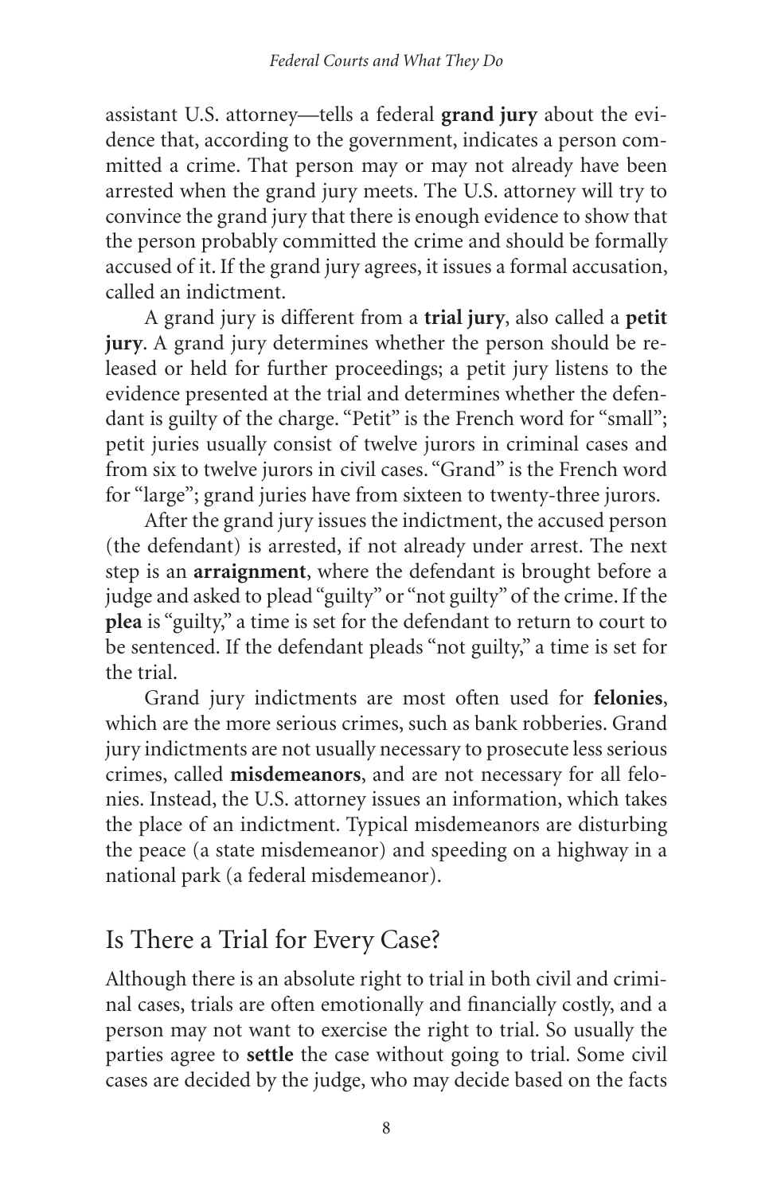assistant U.S. attorney—tells a federal **grand jury** about the evidence that, according to the government, indicates a person committed a crime. That person may or may not already have been arrested when the grand jury meets. The U.S. attorney will try to convince the grand jury that there is enough evidence to show that the person probably committed the crime and should be formally accused of it. If the grand jury agrees, it issues a formal accusation, called an indictment.

A grand jury is different from a **trial jury**, also called a **petit jury**. A grand jury determines whether the person should be released or held for further proceedings; a petit jury listens to the evidence presented at the trial and determines whether the defendant is guilty of the charge. "Petit" is the French word for "small"; petit juries usually consist of twelve jurors in criminal cases and from six to twelve jurors in civil cases. "Grand" is the French word for "large"; grand juries have from sixteen to twenty-three jurors.

After the grand jury issues the indictment, the accused person (the defendant) is arrested, if not already under arrest. The next step is an **arraignment**, where the defendant is brought before a judge and asked to plead "guilty" or "not guilty" of the crime. If the **plea** is "guilty," a time is set for the defendant to return to court to be sentenced. If the defendant pleads "not guilty," a time is set for the trial.

Grand jury indictments are most often used for **felonies**, which are the more serious crimes, such as bank robberies. Grand jury indictments are not usually necessary to prosecute less serious crimes, called **misdemeanors**, and are not necessary for all felonies. Instead, the U.S. attorney issues an information, which takes the place of an indictment. Typical misdemeanors are disturbing the peace (a state misdemeanor) and speeding on a highway in a national park (a federal misdemeanor).

## Is There a Trial for Every Case?

Although there is an absolute right to trial in both civil and criminal cases, trials are often emotionally and financially costly, and a person may not want to exercise the right to trial. So usually the parties agree to **settle** the case without going to trial. Some civil cases are decided by the judge, who may decide based on the facts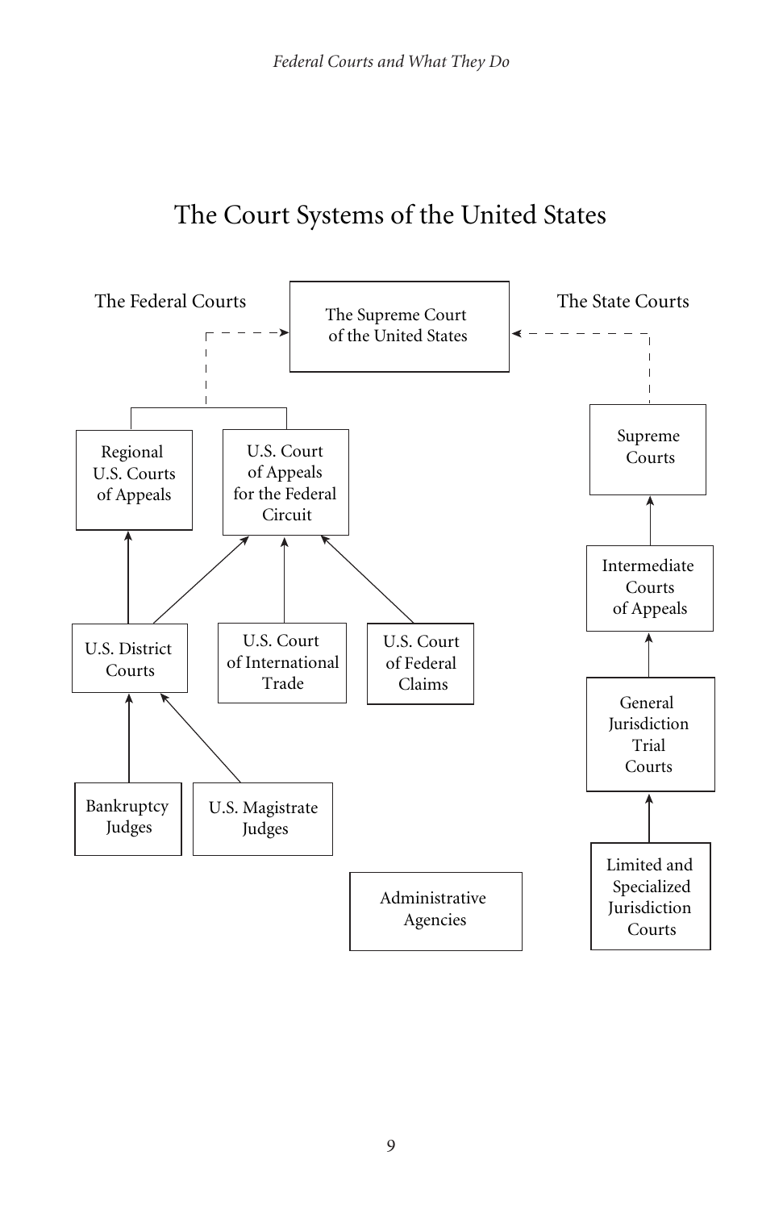# The Court Systems of the United States

The Federal Courts

The Supreme Court of the United States

The State Courts

Regional U.S. Courts of Appeals

U.S. Court of Appeals for the Federal Circuit

Supreme Courts

Intermediate Courts of Appeals

U.S. District Courts

U.S. Court of International Trade

U.S. Court of Federal Claims

General Jurisdiction Trial Courts

Bankruptcy Judges

U.S. Magistrate Judges

Administrative Agencies

Limited and Specialized Jurisdiction Courts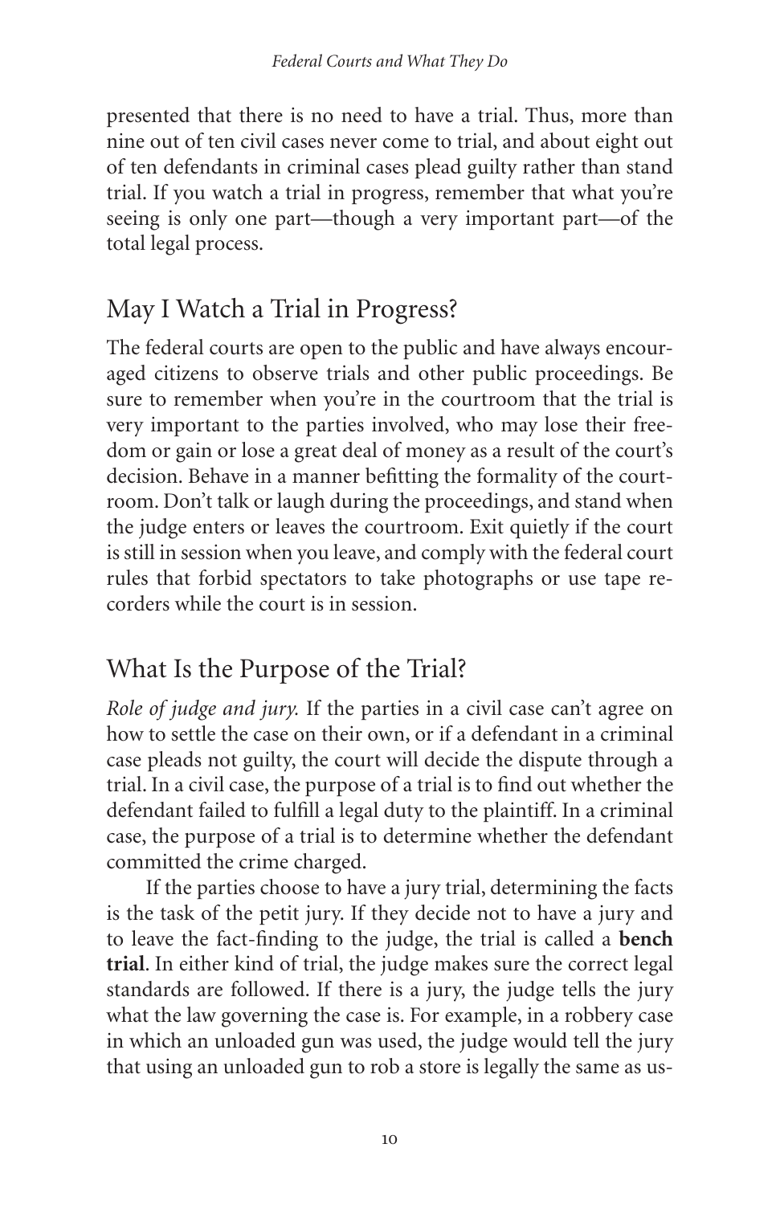presented that there is no need to have a trial. Thus, more than nine out of ten civil cases never come to trial, and about eight out of ten defendants in criminal cases plead guilty rather than stand trial. If you watch a trial in progress, remember that what you're seeing is only one part—though a very important part—of the total legal process.

## May I Watch a Trial in Progress?

The federal courts are open to the public and have always encouraged citizens to observe trials and other public proceedings. Be sure to remember when you're in the courtroom that the trial is very important to the parties involved, who may lose their freedom or gain or lose a great deal of money as a result of the court's decision. Behave in a manner befitting the formality of the courtroom. Don't talk or laugh during the proceedings, and stand when the judge enters or leaves the courtroom. Exit quietly if the court is still in session when you leave, and comply with the federal court rules that forbid spectators to take photographs or use tape recorders while the court is in session.

## What Is the Purpose of the Trial?

*Role of judge and jury.* If the parties in a civil case can't agree on how to settle the case on their own, or if a defendant in a criminal case pleads not guilty, the court will decide the dispute through a trial. In a civil case, the purpose of a trial is to find out whether the defendant failed to fulfill a legal duty to the plaintiff. In a criminal case, the purpose of a trial is to determine whether the defendant committed the crime charged.

If the parties choose to have a jury trial, determining the facts is the task of the petit jury. If they decide not to have a jury and to leave the fact-finding to the judge, the trial is called a **bench trial**. In either kind of trial, the judge makes sure the correct legal standards are followed. If there is a jury, the judge tells the jury what the law governing the case is. For example, in a robbery case in which an unloaded gun was used, the judge would tell the jury that using an unloaded gun to rob a store is legally the same as us-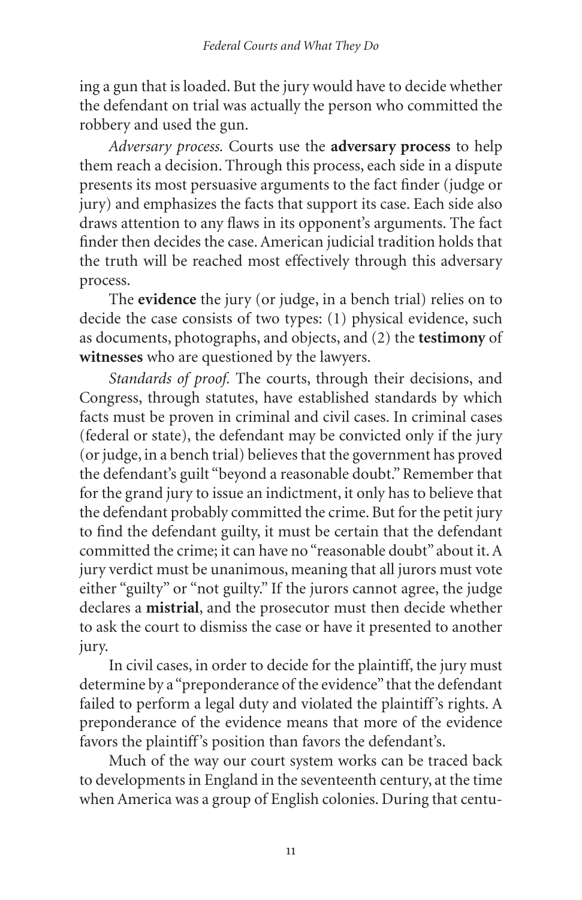ing a gun that is loaded. But the jury would have to decide whether the defendant on trial was actually the person who committed the robbery and used the gun.

*Adversary process.* Courts use the **adversary process** to help them reach a decision. Through this process, each side in a dispute presents its most persuasive arguments to the fact finder (judge or jury) and emphasizes the facts that support its case. Each side also draws attention to any flaws in its opponent's arguments. The fact finder then decides the case. American judicial tradition holds that the truth will be reached most effectively through this adversary process.

The **evidence** the jury (or judge, in a bench trial) relies on to decide the case consists of two types: (1) physical evidence, such as documents, photographs, and objects, and (2) the **testimony** of **witnesses** who are questioned by the lawyers.

*Standards of proof.* The courts, through their decisions, and Congress, through statutes, have established standards by which facts must be proven in criminal and civil cases. In criminal cases (federal or state), the defendant may be convicted only if the jury (or judge, in a bench trial) believes that the government has proved the defendant's guilt "beyond a reasonable doubt." Remember that for the grand jury to issue an indictment, it only has to believe that the defendant probably committed the crime. But for the petit jury to find the defendant guilty, it must be certain that the defendant committed the crime; it can have no "reasonable doubt" about it. A jury verdict must be unanimous, meaning that all jurors must vote either "guilty" or "not guilty." If the jurors cannot agree, the judge declares a **mistrial**, and the prosecutor must then decide whether to ask the court to dismiss the case or have it presented to another jury.

In civil cases, in order to decide for the plaintiff, the jury must determine by a "preponderance of the evidence" that the defendant failed to perform a legal duty and violated the plaintiff's rights. A preponderance of the evidence means that more of the evidence favors the plaintiff's position than favors the defendant's.

Much of the way our court system works can be traced back to developments in England in the seventeenth century, at the time when America was a group of English colonies. During that centu-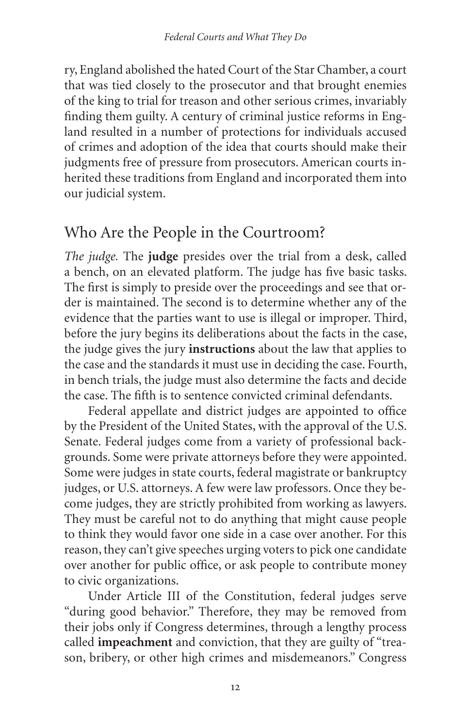ry, England abolished the hated Court of the Star Chamber, a court that was tied closely to the prosecutor and that brought enemies of the king to trial for treason and other serious crimes, invariably finding them guilty. A century of criminal justice reforms in England resulted in a number of protections for individuals accused of crimes and adoption of the idea that courts should make their judgments free of pressure from prosecutors. American courts inherited these traditions from England and incorporated them into our judicial system.

## Who Are the People in the Courtroom?

*The judge.* The **judge** presides over the trial from a desk, called a bench, on an elevated platform. The judge has five basic tasks. The first is simply to preside over the proceedings and see that order is maintained. The second is to determine whether any of the evidence that the parties want to use is illegal or improper. Third, before the jury begins its deliberations about the facts in the case, the judge gives the jury **instructions** about the law that applies to the case and the standards it must use in deciding the case. Fourth, in bench trials, the judge must also determine the facts and decide the case. The fifth is to sentence convicted criminal defendants.

Federal appellate and district judges are appointed to office by the President of the United States, with the approval of the U.S. Senate. Federal judges come from a variety of professional backgrounds. Some were private attorneys before they were appointed. Some were judges in state courts, federal magistrate or bankruptcy judges, or U.S. attorneys. A few were law professors. Once they become judges, they are strictly prohibited from working as lawyers. They must be careful not to do anything that might cause people to think they would favor one side in a case over another. For this reason, they can't give speeches urging voters to pick one candidate over another for public office, or ask people to contribute money to civic organizations.

Under Article III of the Constitution, federal judges serve "during good behavior." Therefore, they may be removed from their jobs only if Congress determines, through a lengthy process called **impeachment** and conviction, that they are guilty of "treason, bribery, or other high crimes and misdemeanors." Congress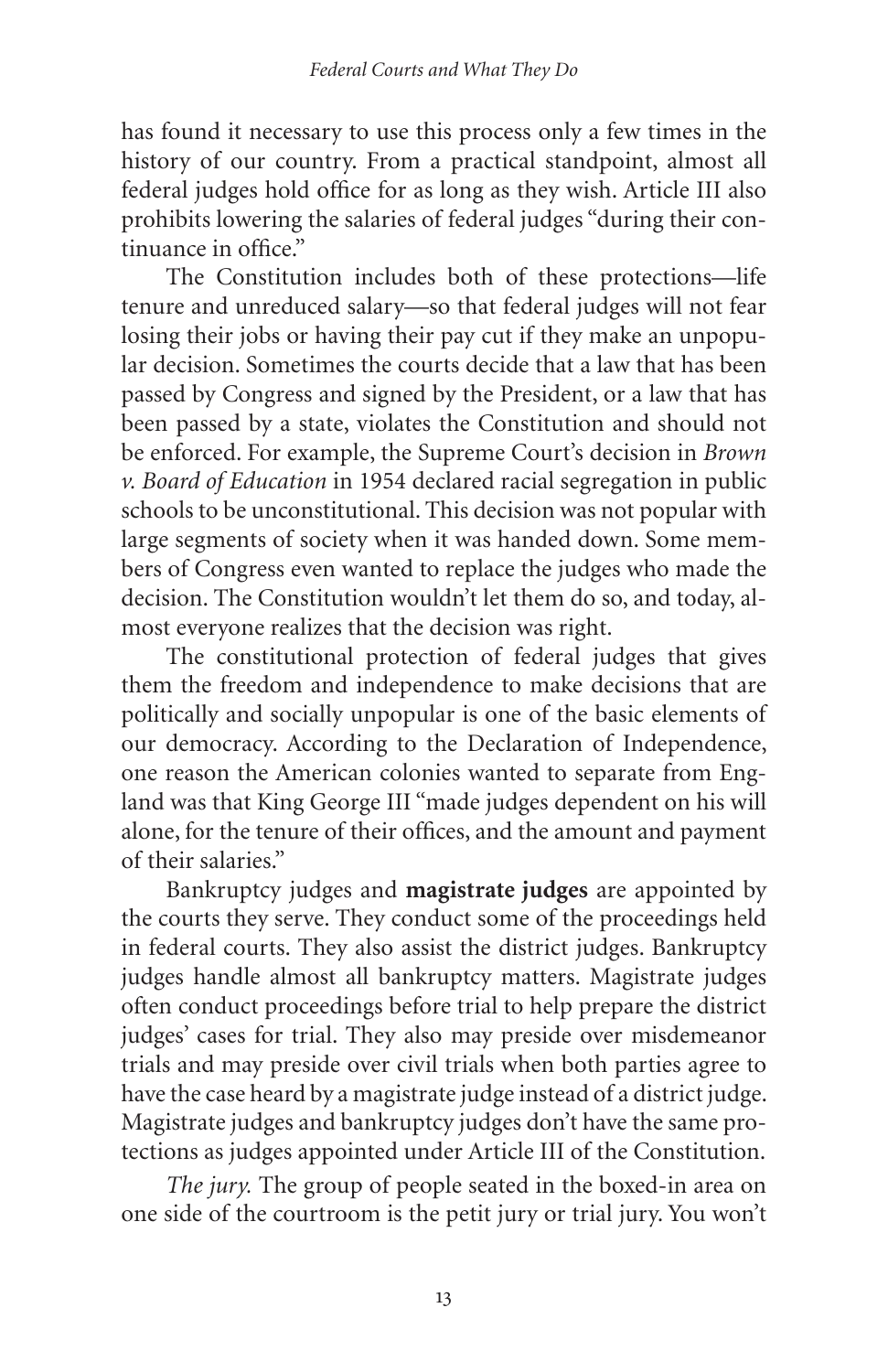has found it necessary to use this process only a few times in the history of our country. From a practical standpoint, almost all federal judges hold office for as long as they wish. Article III also prohibits lowering the salaries of federal judges "during their continuance in office."

The Constitution includes both of these protections—life tenure and unreduced salary—so that federal judges will not fear losing their jobs or having their pay cut if they make an unpopular decision. Sometimes the courts decide that a law that has been passed by Congress and signed by the President, or a law that has been passed by a state, violates the Constitution and should not be enforced. For example, the Supreme Court's decision in *Brown v. Board of Education* in 1954 declared racial segregation in public schools to be unconstitutional. This decision was not popular with large segments of society when it was handed down. Some members of Congress even wanted to replace the judges who made the decision. The Constitution wouldn't let them do so, and today, almost everyone realizes that the decision was right.

The constitutional protection of federal judges that gives them the freedom and independence to make decisions that are politically and socially unpopular is one of the basic elements of our democracy. According to the Declaration of Independence, one reason the American colonies wanted to separate from England was that King George III "made judges dependent on his will alone, for the tenure of their offices, and the amount and payment of their salaries."

Bankruptcy judges and **magistrate judges** are appointed by the courts they serve. They conduct some of the proceedings held in federal courts. They also assist the district judges. Bankruptcy judges handle almost all bankruptcy matters. Magistrate judges often conduct proceedings before trial to help prepare the district judges' cases for trial. They also may preside over misdemeanor trials and may preside over civil trials when both parties agree to have the case heard by a magistrate judge instead of a district judge. Magistrate judges and bankruptcy judges don't have the same protections as judges appointed under Article III of the Constitution.

*The jury.* The group of people seated in the boxed-in area on one side of the courtroom is the petit jury or trial jury. You won't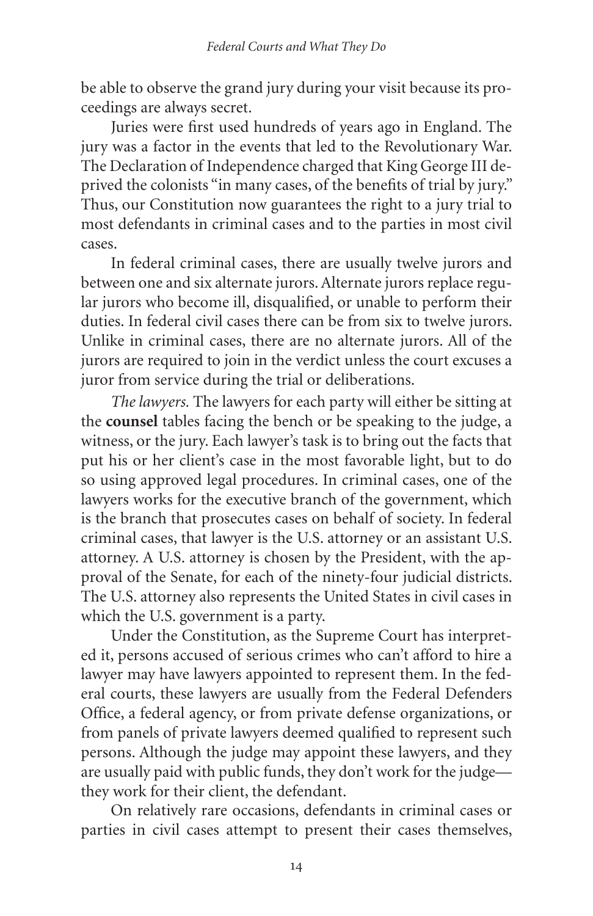be able to observe the grand jury during your visit because its proceedings are always secret.

Juries were first used hundreds of years ago in England. The jury was a factor in the events that led to the Revolutionary War. The Declaration of Independence charged that King George III deprived the colonists "in many cases, of the benefits of trial by jury." Thus, our Constitution now guarantees the right to a jury trial to most defendants in criminal cases and to the parties in most civil cases.

In federal criminal cases, there are usually twelve jurors and between one and six alternate jurors. Alternate jurors replace regular jurors who become ill, disqualified, or unable to perform their duties. In federal civil cases there can be from six to twelve jurors. Unlike in criminal cases, there are no alternate jurors. All of the jurors are required to join in the verdict unless the court excuses a juror from service during the trial or deliberations.

*The lawyers.* The lawyers for each party will either be sitting at the **counsel** tables facing the bench or be speaking to the judge, a witness, or the jury. Each lawyer's task is to bring out the facts that put his or her client's case in the most favorable light, but to do so using approved legal procedures. In criminal cases, one of the lawyers works for the executive branch of the government, which is the branch that prosecutes cases on behalf of society. In federal criminal cases, that lawyer is the U.S. attorney or an assistant U.S. attorney. A U.S. attorney is chosen by the President, with the approval of the Senate, for each of the ninety-four judicial districts. The U.S. attorney also represents the United States in civil cases in which the U.S. government is a party.

Under the Constitution, as the Supreme Court has interpreted it, persons accused of serious crimes who can't afford to hire a lawyer may have lawyers appointed to represent them. In the federal courts, these lawyers are usually from the Federal Defenders Office, a federal agency, or from private defense organizations, or from panels of private lawyers deemed qualified to represent such persons. Although the judge may appoint these lawyers, and they are usually paid with public funds, they don't work for the judge—they work for their client, the defendant.

On relatively rare occasions, defendants in criminal cases or parties in civil cases attempt to present their cases themselves,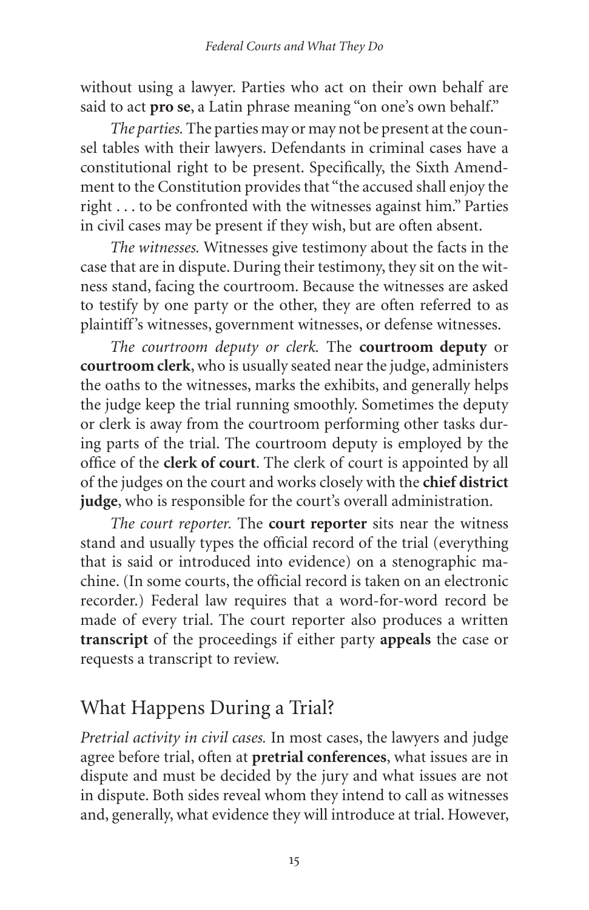without using a lawyer. Parties who act on their own behalf are said to act **pro se**, a Latin phrase meaning "on one's own behalf."

*The parties.* The parties may or may not be present at the counsel tables with their lawyers. Defendants in criminal cases have a constitutional right to be present. Specifically, the Sixth Amendment to the Constitution provides that "the accused shall enjoy the right . . . to be confronted with the witnesses against him." Parties in civil cases may be present if they wish, but are often absent.

*The witnesses.* Witnesses give testimony about the facts in the case that are in dispute. During their testimony, they sit on the witness stand, facing the courtroom. Because the witnesses are asked to testify by one party or the other, they are often referred to as plaintiff's witnesses, government witnesses, or defense witnesses.

*The courtroom deputy or clerk.* The **courtroom deputy** or **courtroom clerk**, who is usually seated near the judge, administers the oaths to the witnesses, marks the exhibits, and generally helps the judge keep the trial running smoothly. Sometimes the deputy or clerk is away from the courtroom performing other tasks during parts of the trial. The courtroom deputy is employed by the office of the **clerk of court**. The clerk of court is appointed by all of the judges on the court and works closely with the **chief district judge**, who is responsible for the court's overall administration.

*The court reporter.* The **court reporter** sits near the witness stand and usually types the official record of the trial (everything that is said or introduced into evidence) on a stenographic machine. (In some courts, the official record is taken on an electronic recorder.) Federal law requires that a word-for-word record be made of every trial. The court reporter also produces a written **transcript** of the proceedings if either party **appeals** the case or requests a transcript to review.

## What Happens During a Trial?

*Pretrial activity in civil cases.* In most cases, the lawyers and judge agree before trial, often at **pretrial conferences**, what issues are in dispute and must be decided by the jury and what issues are not in dispute. Both sides reveal whom they intend to call as witnesses and, generally, what evidence they will introduce at trial. However,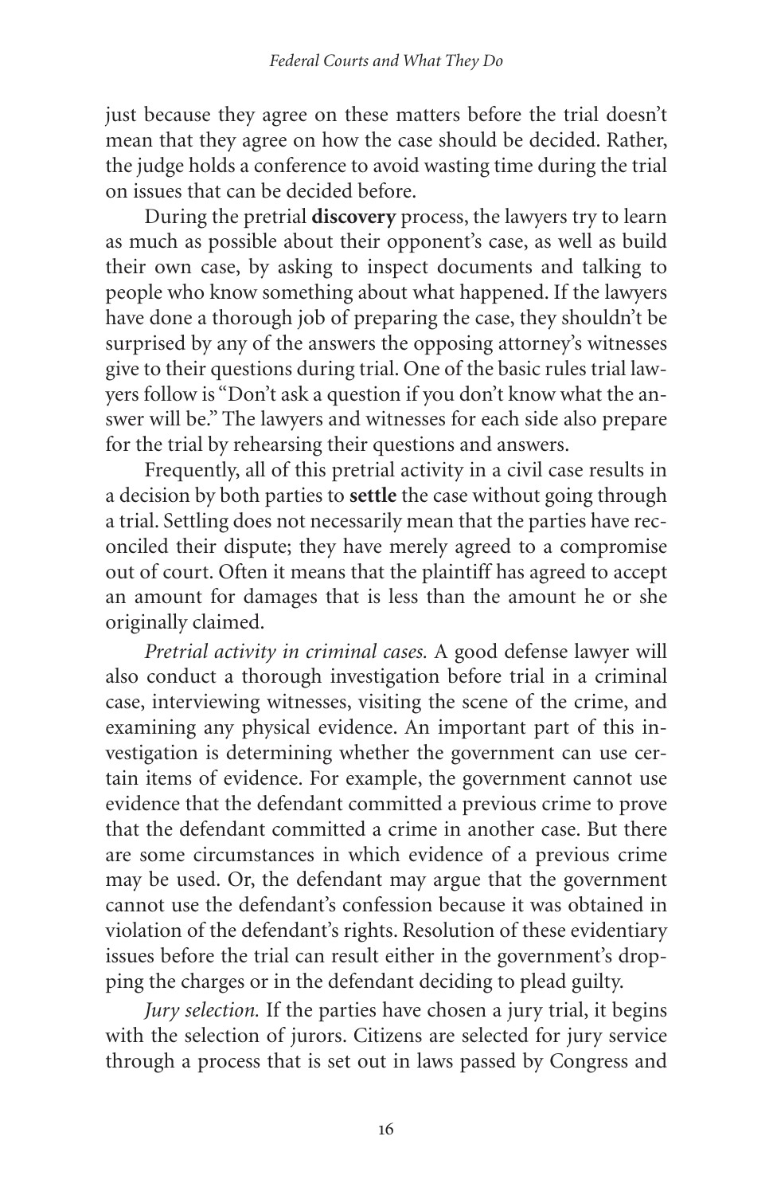just because they agree on these matters before the trial doesn't mean that they agree on how the case should be decided. Rather, the judge holds a conference to avoid wasting time during the trial on issues that can be decided before.

During the pretrial **discovery** process, the lawyers try to learn as much as possible about their opponent's case, as well as build their own case, by asking to inspect documents and talking to people who know something about what happened. If the lawyers have done a thorough job of preparing the case, they shouldn't be surprised by any of the answers the opposing attorney's witnesses give to their questions during trial. One of the basic rules trial lawyers follow is "Don't ask a question if you don't know what the answer will be." The lawyers and witnesses for each side also prepare for the trial by rehearsing their questions and answers.

Frequently, all of this pretrial activity in a civil case results in a decision by both parties to **settle** the case without going through a trial. Settling does not necessarily mean that the parties have reconciled their dispute; they have merely agreed to a compromise out of court. Often it means that the plaintiff has agreed to accept an amount for damages that is less than the amount he or she originally claimed.

*Pretrial activity in criminal cases.* A good defense lawyer will also conduct a thorough investigation before trial in a criminal case, interviewing witnesses, visiting the scene of the crime, and examining any physical evidence. An important part of this investigation is determining whether the government can use certain items of evidence. For example, the government cannot use evidence that the defendant committed a previous crime to prove that the defendant committed a crime in another case. But there are some circumstances in which evidence of a previous crime may be used. Or, the defendant may argue that the government cannot use the defendant's confession because it was obtained in violation of the defendant's rights. Resolution of these evidentiary issues before the trial can result either in the government's dropping the charges or in the defendant deciding to plead guilty.

*Jury selection.* If the parties have chosen a jury trial, it begins with the selection of jurors. Citizens are selected for jury service through a process that is set out in laws passed by Congress and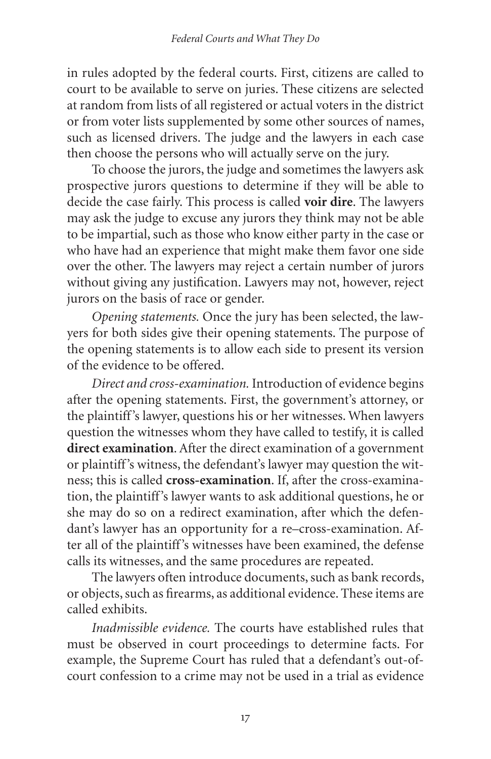in rules adopted by the federal courts. First, citizens are called to court to be available to serve on juries. These citizens are selected at random from lists of all registered or actual voters in the district or from voter lists supplemented by some other sources of names, such as licensed drivers. The judge and the lawyers in each case then choose the persons who will actually serve on the jury.

To choose the jurors, the judge and sometimes the lawyers ask prospective jurors questions to determine if they will be able to decide the case fairly. This process is called **voir dire**. The lawyers may ask the judge to excuse any jurors they think may not be able to be impartial, such as those who know either party in the case or who have had an experience that might make them favor one side over the other. The lawyers may reject a certain number of jurors without giving any justification. Lawyers may not, however, reject jurors on the basis of race or gender.

*Opening statements.* Once the jury has been selected, the lawyers for both sides give their opening statements. The purpose of the opening statements is to allow each side to present its version of the evidence to be offered.

*Direct and cross-examination.* Introduction of evidence begins after the opening statements. First, the government's attorney, or the plaintiff's lawyer, questions his or her witnesses. When lawyers question the witnesses whom they have called to testify, it is called **direct examination**. After the direct examination of a government or plaintiff's witness, the defendant's lawyer may question the witness; this is called **cross-examination**. If, after the cross-examination, the plaintiff's lawyer wants to ask additional questions, he or she may do so on a redirect examination, after which the defendant's lawyer has an opportunity for a re–cross-examination. After all of the plaintiff's witnesses have been examined, the defense calls its witnesses, and the same procedures are repeated.

The lawyers often introduce documents, such as bank records, or objects, such as firearms, as additional evidence. These items are called exhibits.

*Inadmissible evidence.* The courts have established rules that must be observed in court proceedings to determine facts. For example, the Supreme Court has ruled that a defendant's out-of-court confession to a crime may not be used in a trial as evidence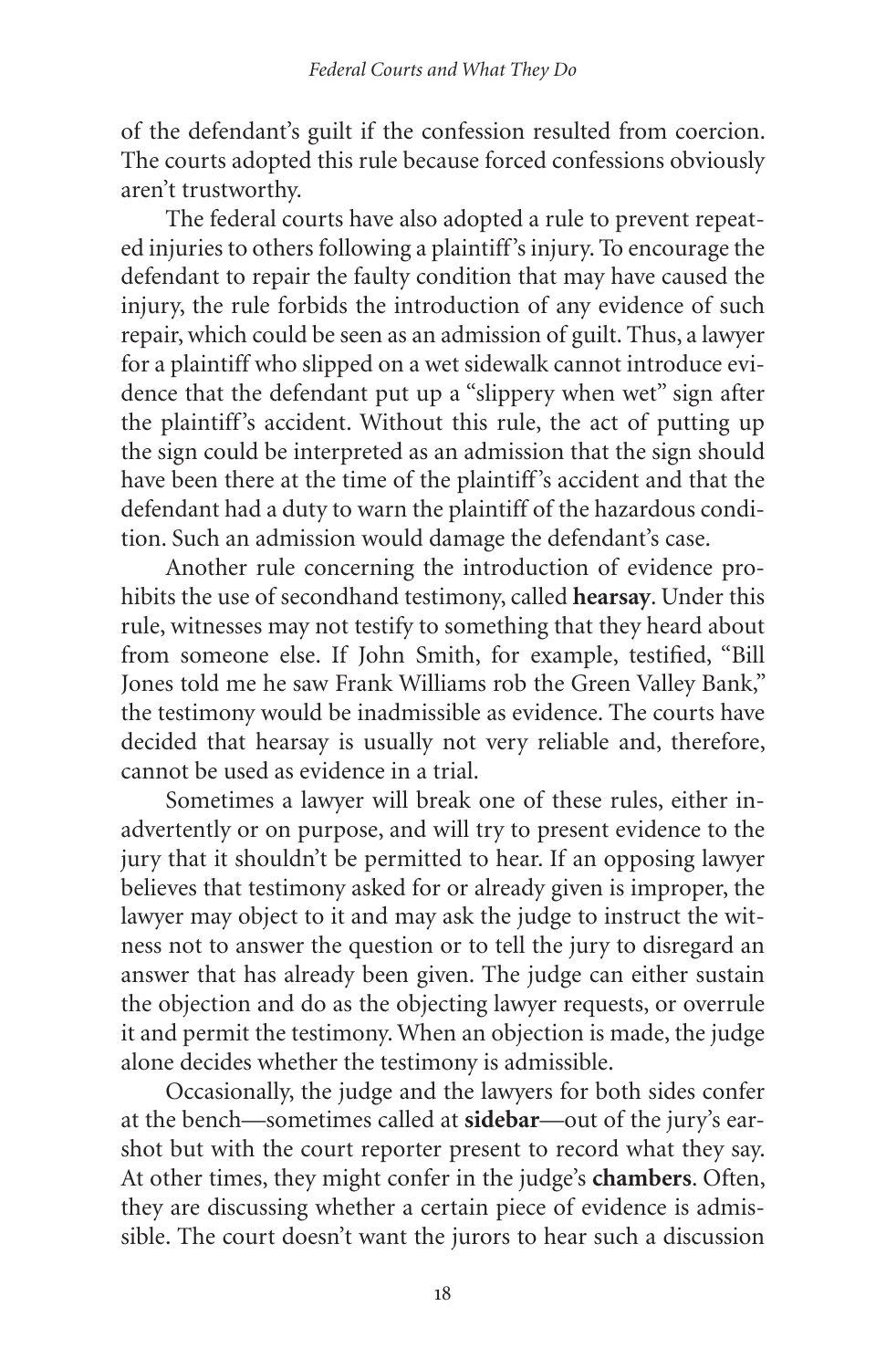of the defendant's guilt if the confession resulted from coercion. The courts adopted this rule because forced confessions obviously aren't trustworthy.

The federal courts have also adopted a rule to prevent repeated injuries to others following a plaintiff's injury. To encourage the defendant to repair the faulty condition that may have caused the injury, the rule forbids the introduction of any evidence of such repair, which could be seen as an admission of guilt. Thus, a lawyer for a plaintiff who slipped on a wet sidewalk cannot introduce evidence that the defendant put up a "slippery when wet" sign after the plaintiff's accident. Without this rule, the act of putting up the sign could be interpreted as an admission that the sign should have been there at the time of the plaintiff's accident and that the defendant had a duty to warn the plaintiff of the hazardous condition. Such an admission would damage the defendant's case.

Another rule concerning the introduction of evidence prohibits the use of secondhand testimony, called **hearsay**. Under this rule, witnesses may not testify to something that they heard about from someone else. If John Smith, for example, testified, "Bill Jones told me he saw Frank Williams rob the Green Valley Bank," the testimony would be inadmissible as evidence. The courts have decided that hearsay is usually not very reliable and, therefore, cannot be used as evidence in a trial.

Sometimes a lawyer will break one of these rules, either inadvertently or on purpose, and will try to present evidence to the jury that it shouldn't be permitted to hear. If an opposing lawyer believes that testimony asked for or already given is improper, the lawyer may object to it and may ask the judge to instruct the witness not to answer the question or to tell the jury to disregard an answer that has already been given. The judge can either sustain the objection and do as the objecting lawyer requests, or overrule it and permit the testimony. When an objection is made, the judge alone decides whether the testimony is admissible.

Occasionally, the judge and the lawyers for both sides confer at the bench—sometimes called at **sidebar**—out of the jury's earshot but with the court reporter present to record what they say. At other times, they might confer in the judge's **chambers**. Often, they are discussing whether a certain piece of evidence is admissible. The court doesn't want the jurors to hear such a discussion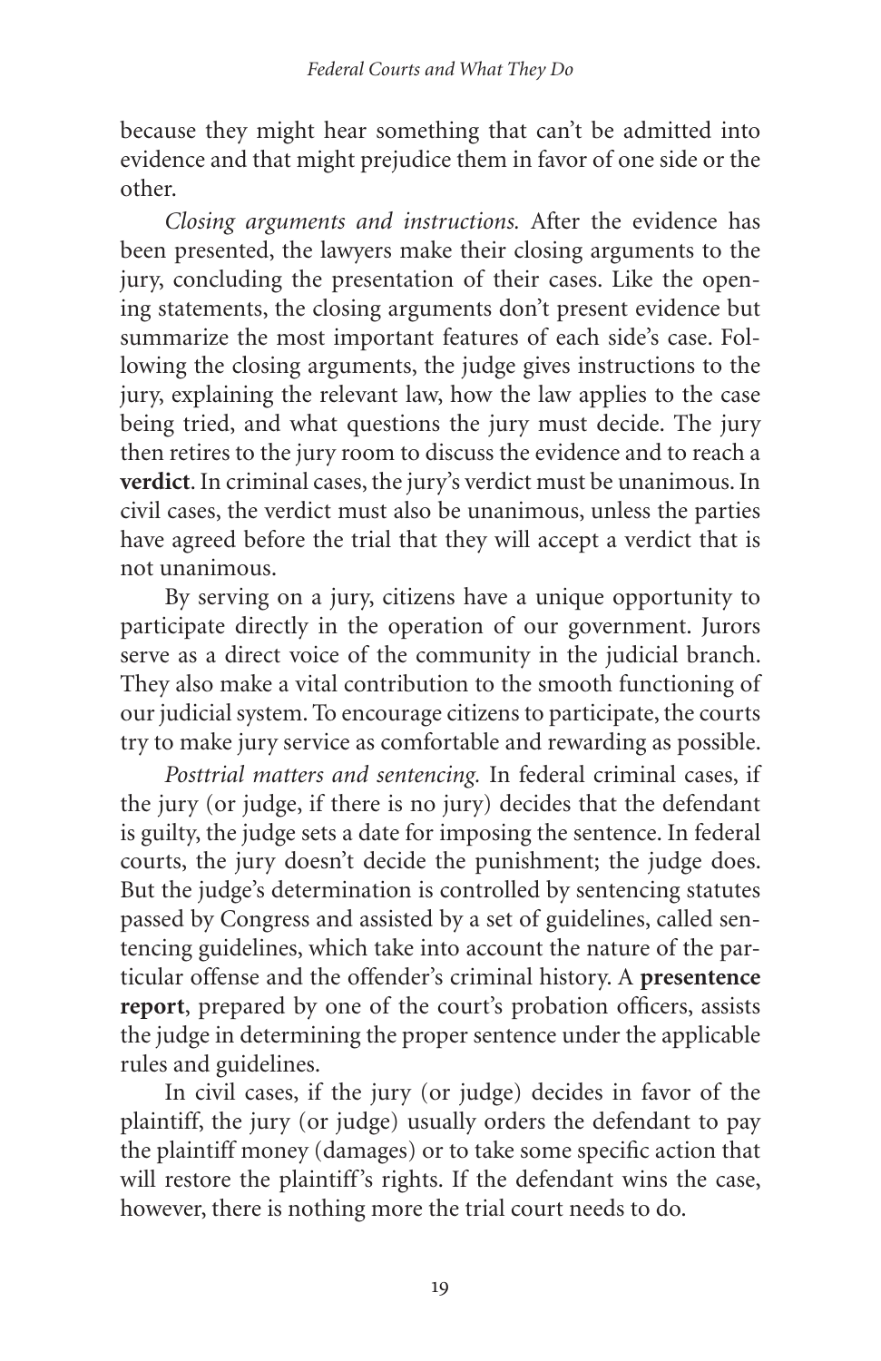because they might hear something that can't be admitted into evidence and that might prejudice them in favor of one side or the other.

*Closing arguments and instructions.* After the evidence has been presented, the lawyers make their closing arguments to the jury, concluding the presentation of their cases. Like the opening statements, the closing arguments don't present evidence but summarize the most important features of each side's case. Following the closing arguments, the judge gives instructions to the jury, explaining the relevant law, how the law applies to the case being tried, and what questions the jury must decide. The jury then retires to the jury room to discuss the evidence and to reach a **verdict**. In criminal cases, the jury's verdict must be unanimous. In civil cases, the verdict must also be unanimous, unless the parties have agreed before the trial that they will accept a verdict that is not unanimous.

By serving on a jury, citizens have a unique opportunity to participate directly in the operation of our government. Jurors serve as a direct voice of the community in the judicial branch. They also make a vital contribution to the smooth functioning of our judicial system. To encourage citizens to participate, the courts try to make jury service as comfortable and rewarding as possible.

*Posttrial matters and sentencing.* In federal criminal cases, if the jury (or judge, if there is no jury) decides that the defendant is guilty, the judge sets a date for imposing the sentence. In federal courts, the jury doesn't decide the punishment; the judge does. But the judge's determination is controlled by sentencing statutes passed by Congress and assisted by a set of guidelines, called sentencing guidelines, which take into account the nature of the particular offense and the offender's criminal history. A **presentence report**, prepared by one of the court's probation officers, assists the judge in determining the proper sentence under the applicable rules and guidelines.

In civil cases, if the jury (or judge) decides in favor of the plaintiff, the jury (or judge) usually orders the defendant to pay the plaintiff money (damages) or to take some specific action that will restore the plaintiff's rights. If the defendant wins the case, however, there is nothing more the trial court needs to do.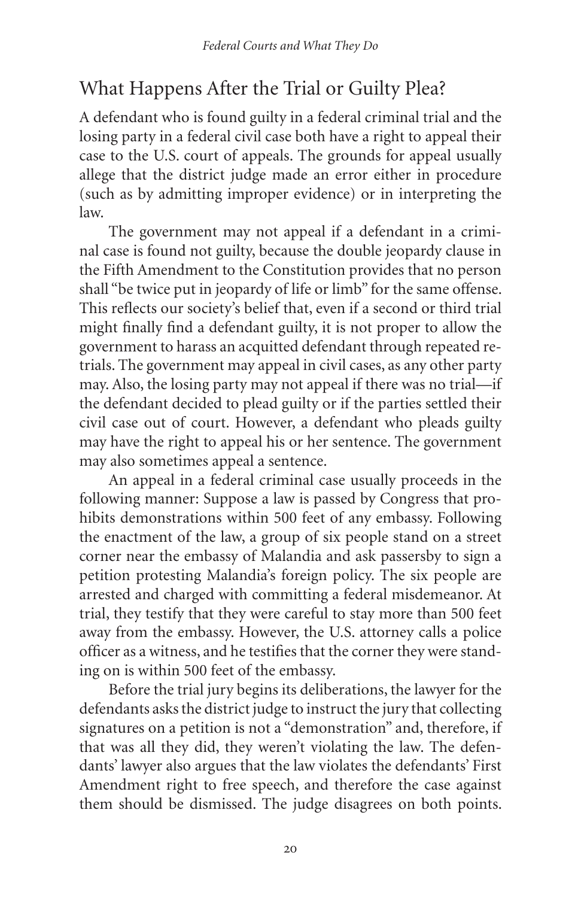## What Happens After the Trial or Guilty Plea?

A defendant who is found guilty in a federal criminal trial and the losing party in a federal civil case both have a right to appeal their case to the U.S. court of appeals. The grounds for appeal usually allege that the district judge made an error either in procedure (such as by admitting improper evidence) or in interpreting the law.

The government may not appeal if a defendant in a criminal case is found not guilty, because the double jeopardy clause in the Fifth Amendment to the Constitution provides that no person shall "be twice put in jeopardy of life or limb" for the same offense. This reflects our society's belief that, even if a second or third trial might finally find a defendant guilty, it is not proper to allow the government to harass an acquitted defendant through repeated retrials. The government may appeal in civil cases, as any other party may. Also, the losing party may not appeal if there was no trial—if the defendant decided to plead guilty or if the parties settled their civil case out of court. However, a defendant who pleads guilty may have the right to appeal his or her sentence. The government may also sometimes appeal a sentence.

An appeal in a federal criminal case usually proceeds in the following manner: Suppose a law is passed by Congress that prohibits demonstrations within 500 feet of any embassy. Following the enactment of the law, a group of six people stand on a street corner near the embassy of Malandia and ask passersby to sign a petition protesting Malandia's foreign policy. The six people are arrested and charged with committing a federal misdemeanor. At trial, they testify that they were careful to stay more than 500 feet away from the embassy. However, the U.S. attorney calls a police officer as a witness, and he testifies that the corner they were standing on is within 500 feet of the embassy.

Before the trial jury begins its deliberations, the lawyer for the defendants asks the district judge to instruct the jury that collecting signatures on a petition is not a "demonstration" and, therefore, if that was all they did, they weren't violating the law. The defendants' lawyer also argues that the law violates the defendants' First Amendment right to free speech, and therefore the case against them should be dismissed. The judge disagrees on both points.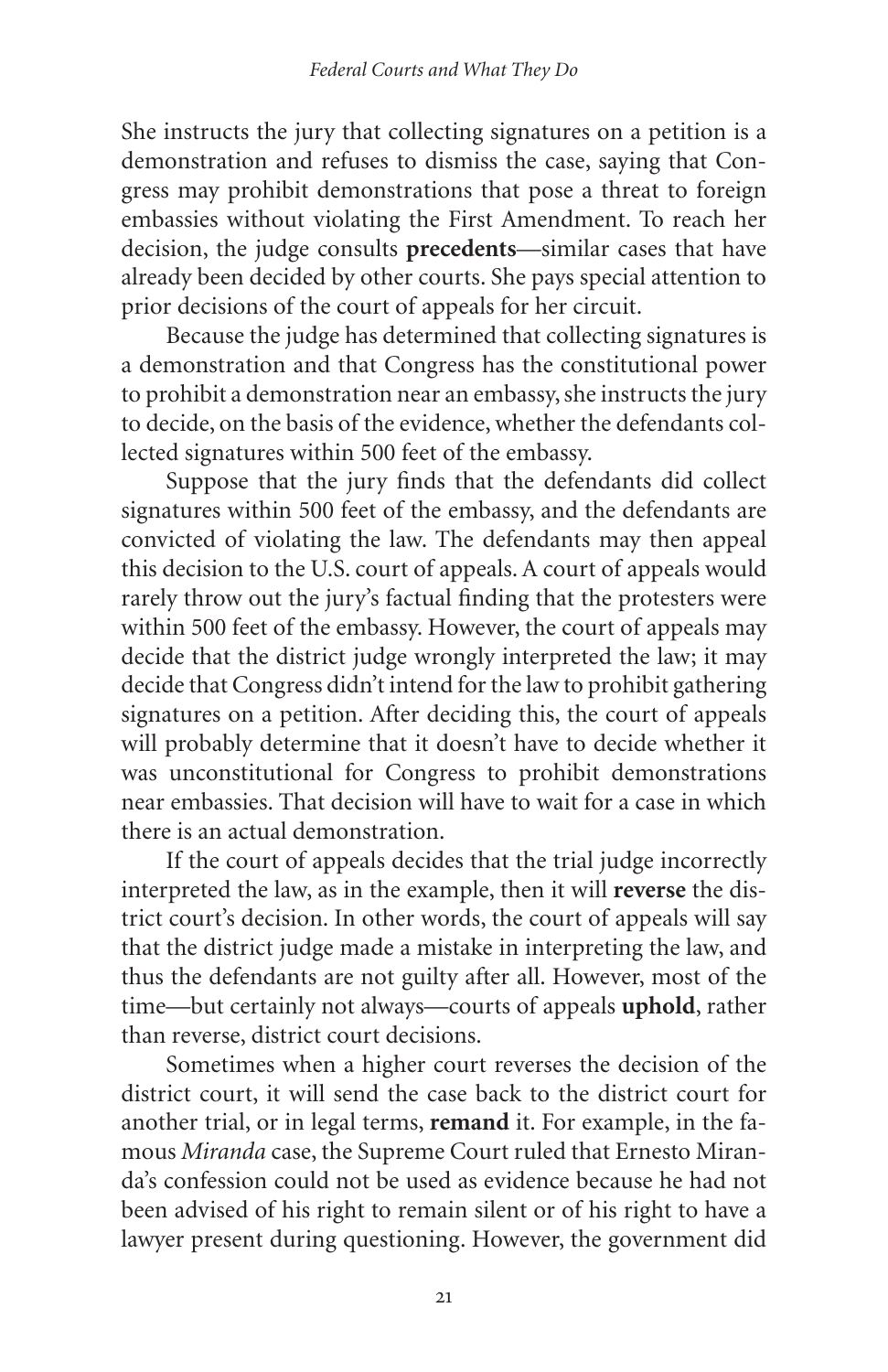She instructs the jury that collecting signatures on a petition is a demonstration and refuses to dismiss the case, saying that Congress may prohibit demonstrations that pose a threat to foreign embassies without violating the First Amendment. To reach her decision, the judge consults **precedents**—similar cases that have already been decided by other courts. She pays special attention to prior decisions of the court of appeals for her circuit.

Because the judge has determined that collecting signatures is a demonstration and that Congress has the constitutional power to prohibit a demonstration near an embassy, she instructs the jury to decide, on the basis of the evidence, whether the defendants collected signatures within 500 feet of the embassy.

Suppose that the jury finds that the defendants did collect signatures within 500 feet of the embassy, and the defendants are convicted of violating the law. The defendants may then appeal this decision to the U.S. court of appeals. A court of appeals would rarely throw out the jury's factual finding that the protesters were within 500 feet of the embassy. However, the court of appeals may decide that the district judge wrongly interpreted the law; it may decide that Congress didn't intend for the law to prohibit gathering signatures on a petition. After deciding this, the court of appeals will probably determine that it doesn't have to decide whether it was unconstitutional for Congress to prohibit demonstrations near embassies. That decision will have to wait for a case in which there is an actual demonstration.

If the court of appeals decides that the trial judge incorrectly interpreted the law, as in the example, then it will **reverse** the district court's decision. In other words, the court of appeals will say that the district judge made a mistake in interpreting the law, and thus the defendants are not guilty after all. However, most of the time—but certainly not always—courts of appeals **uphold**, rather than reverse, district court decisions.

Sometimes when a higher court reverses the decision of the district court, it will send the case back to the district court for another trial, or in legal terms, **remand** it. For example, in the famous *Miranda* case, the Supreme Court ruled that Ernesto Miranda's confession could not be used as evidence because he had not been advised of his right to remain silent or of his right to have a lawyer present during questioning. However, the government did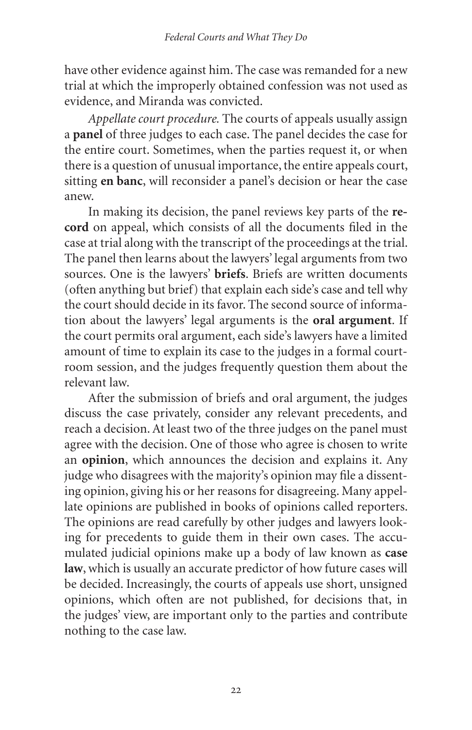have other evidence against him. The case was remanded for a new trial at which the improperly obtained confession was not used as evidence, and Miranda was convicted.

*Appellate court procedure.* The courts of appeals usually assign a **panel** of three judges to each case. The panel decides the case for the entire court. Sometimes, when the parties request it, or when there is a question of unusual importance, the entire appeals court, sitting **en banc**, will reconsider a panel's decision or hear the case anew.

In making its decision, the panel reviews key parts of the **record** on appeal, which consists of all the documents filed in the case at trial along with the transcript of the proceedings at the trial. The panel then learns about the lawyers' legal arguments from two sources. One is the lawyers' **briefs**. Briefs are written documents (often anything but brief) that explain each side's case and tell why the court should decide in its favor. The second source of information about the lawyers' legal arguments is the **oral argument**. If the court permits oral argument, each side's lawyers have a limited amount of time to explain its case to the judges in a formal courtroom session, and the judges frequently question them about the relevant law.

After the submission of briefs and oral argument, the judges discuss the case privately, consider any relevant precedents, and reach a decision. At least two of the three judges on the panel must agree with the decision. One of those who agree is chosen to write an **opinion**, which announces the decision and explains it. Any judge who disagrees with the majority's opinion may file a dissenting opinion, giving his or her reasons for disagreeing. Many appellate opinions are published in books of opinions called reporters. The opinions are read carefully by other judges and lawyers looking for precedents to guide them in their own cases. The accumulated judicial opinions make up a body of law known as **case law**, which is usually an accurate predictor of how future cases will be decided. Increasingly, the courts of appeals use short, unsigned opinions, which often are not published, for decisions that, in the judges' view, are important only to the parties and contribute nothing to the case law.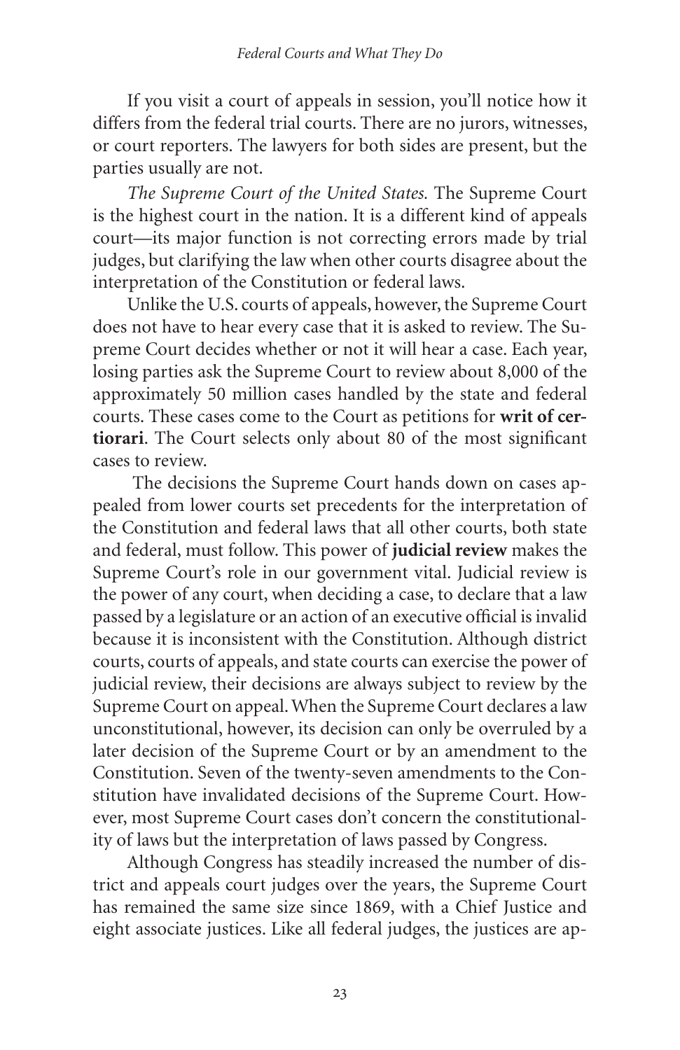If you visit a court of appeals in session, you'll notice how it differs from the federal trial courts. There are no jurors, witnesses, or court reporters. The lawyers for both sides are present, but the parties usually are not.

*The Supreme Court of the United States.* The Supreme Court is the highest court in the nation. It is a different kind of appeals court—its major function is not correcting errors made by trial judges, but clarifying the law when other courts disagree about the interpretation of the Constitution or federal laws.

Unlike the U.S. courts of appeals, however, the Supreme Court does not have to hear every case that it is asked to review. The Supreme Court decides whether or not it will hear a case. Each year, losing parties ask the Supreme Court to review about 8,000 of the approximately 50 million cases handled by the state and federal courts. These cases come to the Court as petitions for **writ of certiorari**. The Court selects only about 80 of the most significant cases to review.

The decisions the Supreme Court hands down on cases appealed from lower courts set precedents for the interpretation of the Constitution and federal laws that all other courts, both state and federal, must follow. This power of **judicial review** makes the Supreme Court's role in our government vital. Judicial review is the power of any court, when deciding a case, to declare that a law passed by a legislature or an action of an executive official is invalid because it is inconsistent with the Constitution. Although district courts, courts of appeals, and state courts can exercise the power of judicial review, their decisions are always subject to review by the Supreme Court on appeal. When the Supreme Court declares a law unconstitutional, however, its decision can only be overruled by a later decision of the Supreme Court or by an amendment to the Constitution. Seven of the twenty-seven amendments to the Constitution have invalidated decisions of the Supreme Court. However, most Supreme Court cases don't concern the constitutionality of laws but the interpretation of laws passed by Congress.

Although Congress has steadily increased the number of district and appeals court judges over the years, the Supreme Court has remained the same size since 1869, with a Chief Justice and eight associate justices. Like all federal judges, the justices are ap-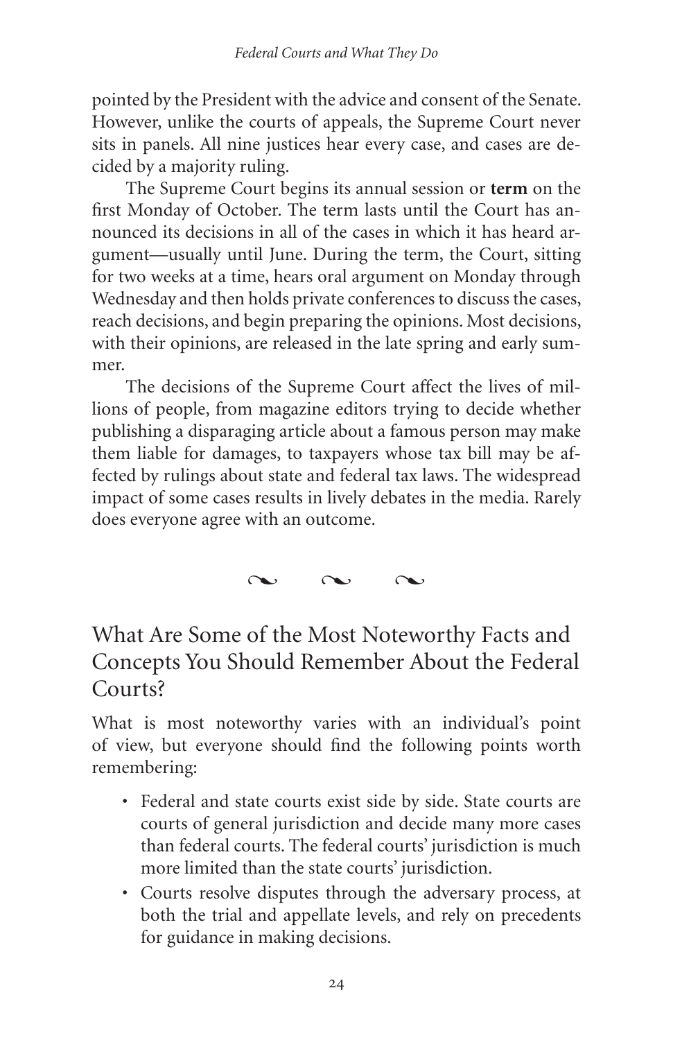pointed by the President with the advice and consent of the Senate. However, unlike the courts of appeals, the Supreme Court never sits in panels. All nine justices hear every case, and cases are decided by a majority ruling.

The Supreme Court begins its annual session or **term** on the first Monday of October. The term lasts until the Court has announced its decisions in all of the cases in which it has heard argument—usually until June. During the term, the Court, sitting for two weeks at a time, hears oral argument on Monday through Wednesday and then holds private conferences to discuss the cases, reach decisions, and begin preparing the opinions. Most decisions, with their opinions, are released in the late spring and early summer.

The decisions of the Supreme Court affect the lives of millions of people, from magazine editors trying to decide whether publishing a disparaging article about a famous person may make them liable for damages, to taxpayers whose tax bill may be affected by rulings about state and federal tax laws. The widespread impact of some cases results in lively debates in the media. Rarely does everyone agree with an outcome.

~ ~ ~

## What Are Some of the Most Noteworthy Facts and Concepts You Should Remember About the Federal Courts?

What is most noteworthy varies with an individual's point of view, but everyone should find the following points worth remembering:

- Federal and state courts exist side by side. State courts are courts of general jurisdiction and decide many more cases than federal courts. The federal courts' jurisdiction is much more limited than the state courts' jurisdiction.
- Courts resolve disputes through the adversary process, at both the trial and appellate levels, and rely on precedents for guidance in making decisions.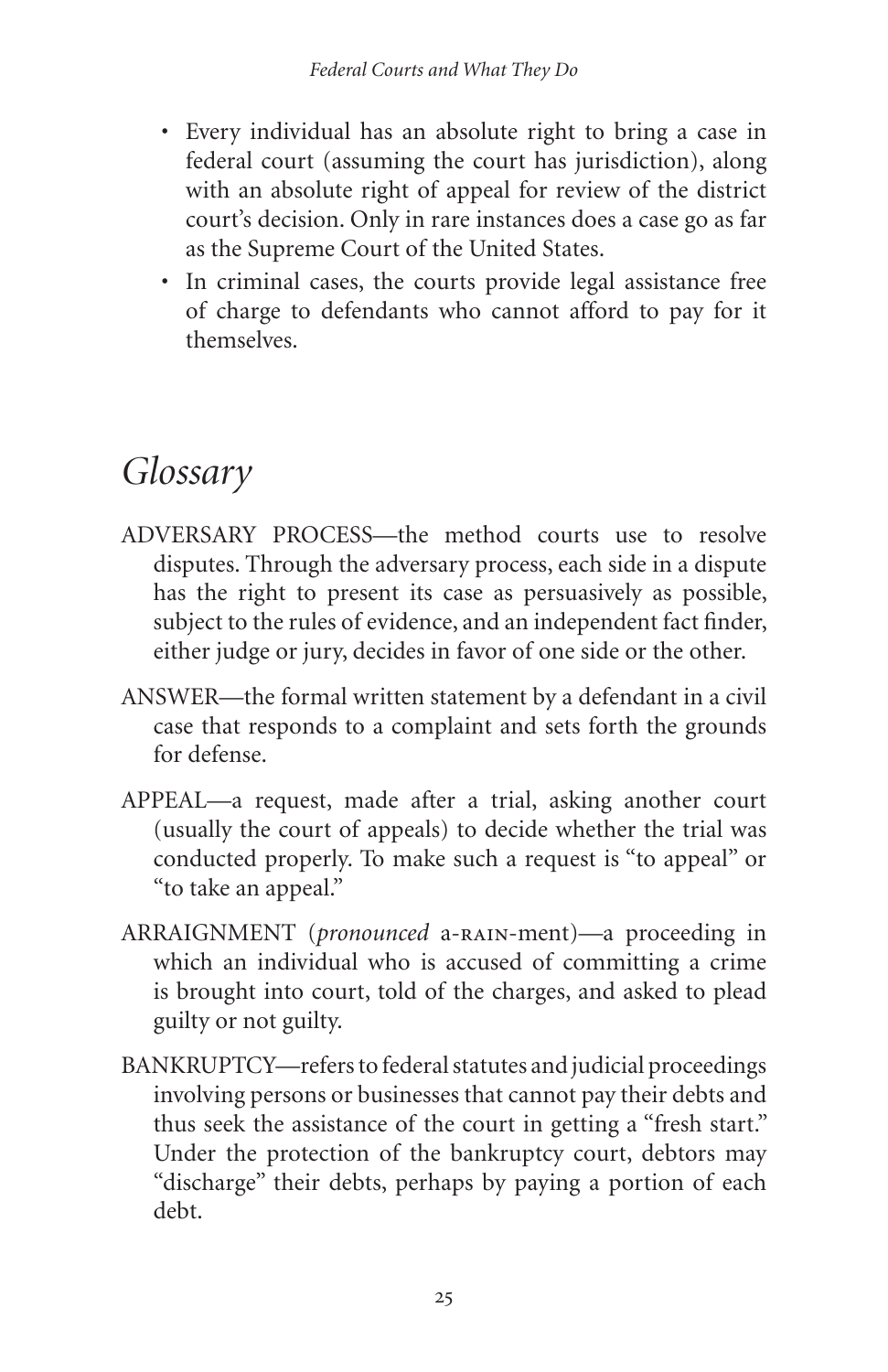- Every individual has an absolute right to bring a case in federal court (assuming the court has jurisdiction), along with an absolute right of appeal for review of the district court's decision. Only in rare instances does a case go as far as the Supreme Court of the United States.
- In criminal cases, the courts provide legal assistance free of charge to defendants who cannot afford to pay for it themselves.

# *Glossary*

ADVERSARY PROCESS—the method courts use to resolve disputes. Through the adversary process, each side in a dispute has the right to present its case as persuasively as possible, subject to the rules of evidence, and an independent fact finder, either judge or jury, decides in favor of one side or the other.

ANSWER—the formal written statement by a defendant in a civil case that responds to a complaint and sets forth the grounds for defense.

APPEAL—a request, made after a trial, asking another court (usually the court of appeals) to decide whether the trial was conducted properly. To make such a request is "to appeal" or "to take an appeal."

ARRAIGNMENT (*pronounced* a-RAIN-ment)—a proceeding in which an individual who is accused of committing a crime is brought into court, told of the charges, and asked to plead guilty or not guilty.

BANKRUPTCY—refers to federal statutes and judicial proceedings involving persons or businesses that cannot pay their debts and thus seek the assistance of the court in getting a "fresh start." Under the protection of the bankruptcy court, debtors may "discharge" their debts, perhaps by paying a portion of each debt.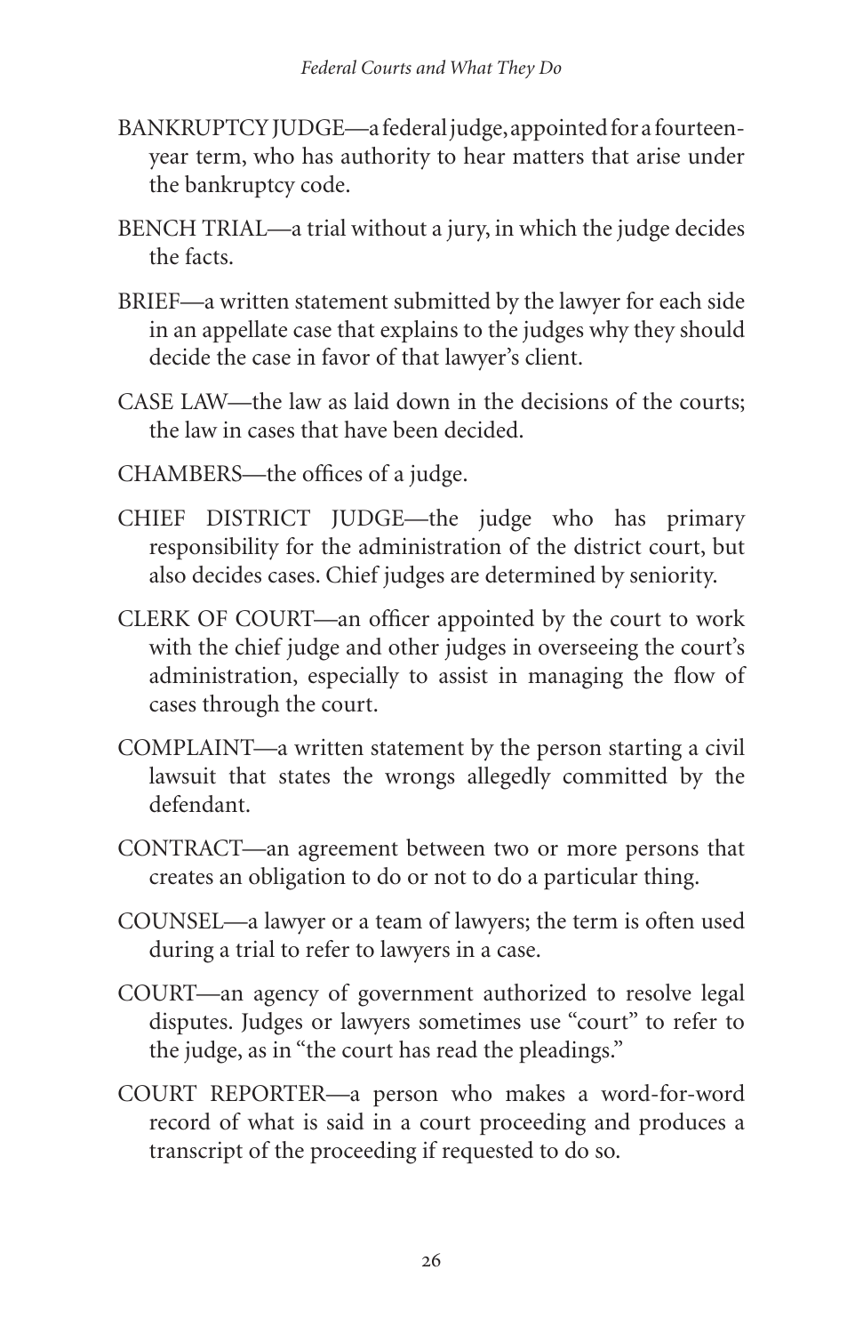BANKRUPTCY JUDGE—a federal judge, appointed for a fourteen-year term, who has authority to hear matters that arise under the bankruptcy code.

BENCH TRIAL—a trial without a jury, in which the judge decides the facts.

BRIEF—a written statement submitted by the lawyer for each side in an appellate case that explains to the judges why they should decide the case in favor of that lawyer's client.

CASE LAW—the law as laid down in the decisions of the courts; the law in cases that have been decided.

CHAMBERS—the offices of a judge.

CHIEF DISTRICT JUDGE—the judge who has primary responsibility for the administration of the district court, but also decides cases. Chief judges are determined by seniority.

CLERK OF COURT—an officer appointed by the court to work with the chief judge and other judges in overseeing the court's administration, especially to assist in managing the flow of cases through the court.

COMPLAINT—a written statement by the person starting a civil lawsuit that states the wrongs allegedly committed by the defendant.

CONTRACT—an agreement between two or more persons that creates an obligation to do or not to do a particular thing.

COUNSEL—a lawyer or a team of lawyers; the term is often used during a trial to refer to lawyers in a case.

COURT—an agency of government authorized to resolve legal disputes. Judges or lawyers sometimes use "court" to refer to the judge, as in "the court has read the pleadings."

COURT REPORTER—a person who makes a word-for-word record of what is said in a court proceeding and produces a transcript of the proceeding if requested to do so.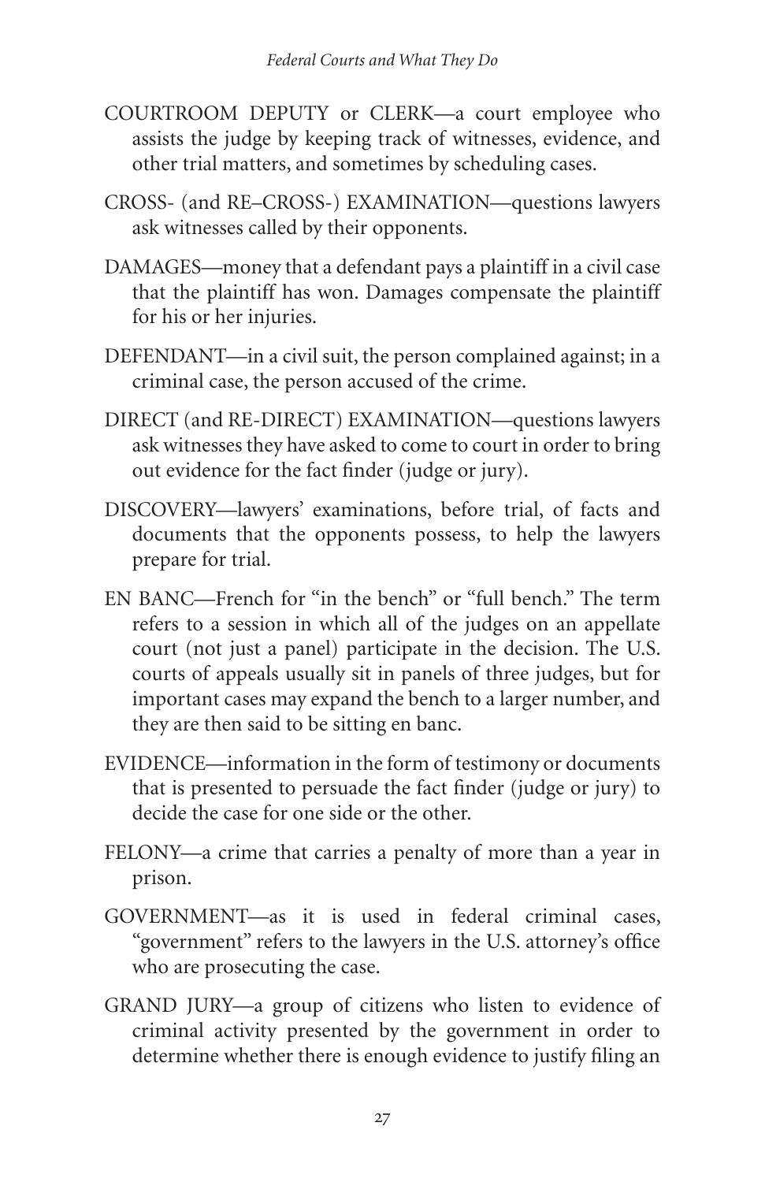COURTROOM DEPUTY or CLERK—a court employee who assists the judge by keeping track of witnesses, evidence, and other trial matters, and sometimes by scheduling cases.

CROSS- (and RE–CROSS-) EXAMINATION—questions lawyers ask witnesses called by their opponents.

DAMAGES—money that a defendant pays a plaintiff in a civil case that the plaintiff has won. Damages compensate the plaintiff for his or her injuries.

DEFENDANT—in a civil suit, the person complained against; in a criminal case, the person accused of the crime.

DIRECT (and RE-DIRECT) EXAMINATION—questions lawyers ask witnesses they have asked to come to court in order to bring out evidence for the fact finder (judge or jury).

DISCOVERY—lawyers' examinations, before trial, of facts and documents that the opponents possess, to help the lawyers prepare for trial.

EN BANC—French for "in the bench" or "full bench." The term refers to a session in which all of the judges on an appellate court (not just a panel) participate in the decision. The U.S. courts of appeals usually sit in panels of three judges, but for important cases may expand the bench to a larger number, and they are then said to be sitting en banc.

EVIDENCE—information in the form of testimony or documents that is presented to persuade the fact finder (judge or jury) to decide the case for one side or the other.

FELONY—a crime that carries a penalty of more than a year in prison.

GOVERNMENT—as it is used in federal criminal cases, "government" refers to the lawyers in the U.S. attorney's office who are prosecuting the case.

GRAND JURY—a group of citizens who listen to evidence of criminal activity presented by the government in order to determine whether there is enough evidence to justify filing an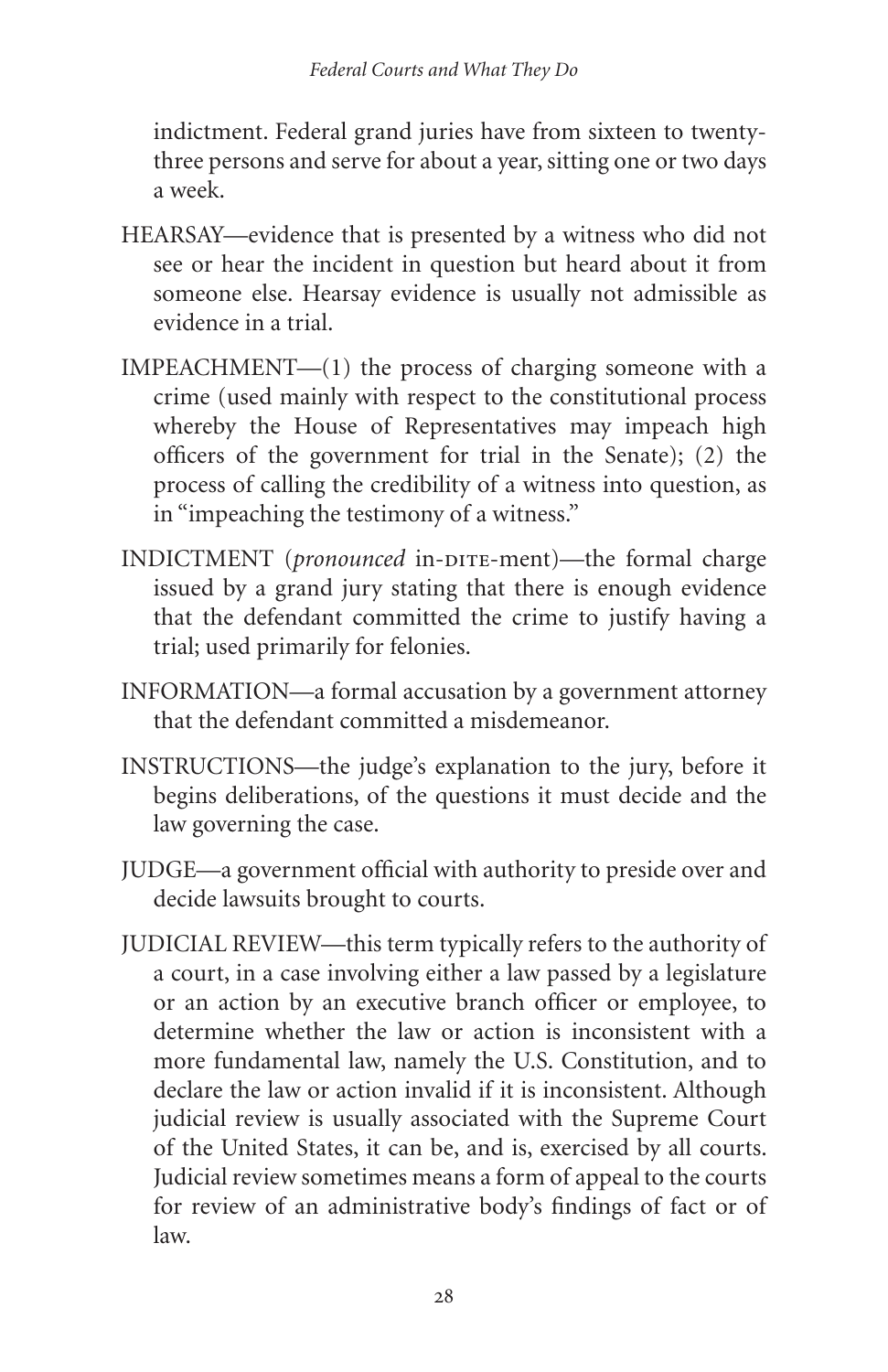indictment. Federal grand juries have from sixteen to twenty-three persons and serve for about a year, sitting one or two days a week.

HEARSAY—evidence that is presented by a witness who did not see or hear the incident in question but heard about it from someone else. Hearsay evidence is usually not admissible as evidence in a trial.

IMPEACHMENT—(1) the process of charging someone with a crime (used mainly with respect to the constitutional process whereby the House of Representatives may impeach high officers of the government for trial in the Senate); (2) the process of calling the credibility of a witness into question, as in "impeaching the testimony of a witness."

INDICTMENT (*pronounced* in-DITE-ment)—the formal charge issued by a grand jury stating that there is enough evidence that the defendant committed the crime to justify having a trial; used primarily for felonies.

INFORMATION—a formal accusation by a government attorney that the defendant committed a misdemeanor.

INSTRUCTIONS—the judge's explanation to the jury, before it begins deliberations, of the questions it must decide and the law governing the case.

JUDGE—a government official with authority to preside over and decide lawsuits brought to courts.

JUDICIAL REVIEW—this term typically refers to the authority of a court, in a case involving either a law passed by a legislature or an action by an executive branch officer or employee, to determine whether the law or action is inconsistent with a more fundamental law, namely the U.S. Constitution, and to declare the law or action invalid if it is inconsistent. Although judicial review is usually associated with the Supreme Court of the United States, it can be, and is, exercised by all courts. Judicial review sometimes means a form of appeal to the courts for review of an administrative body's findings of fact or of law.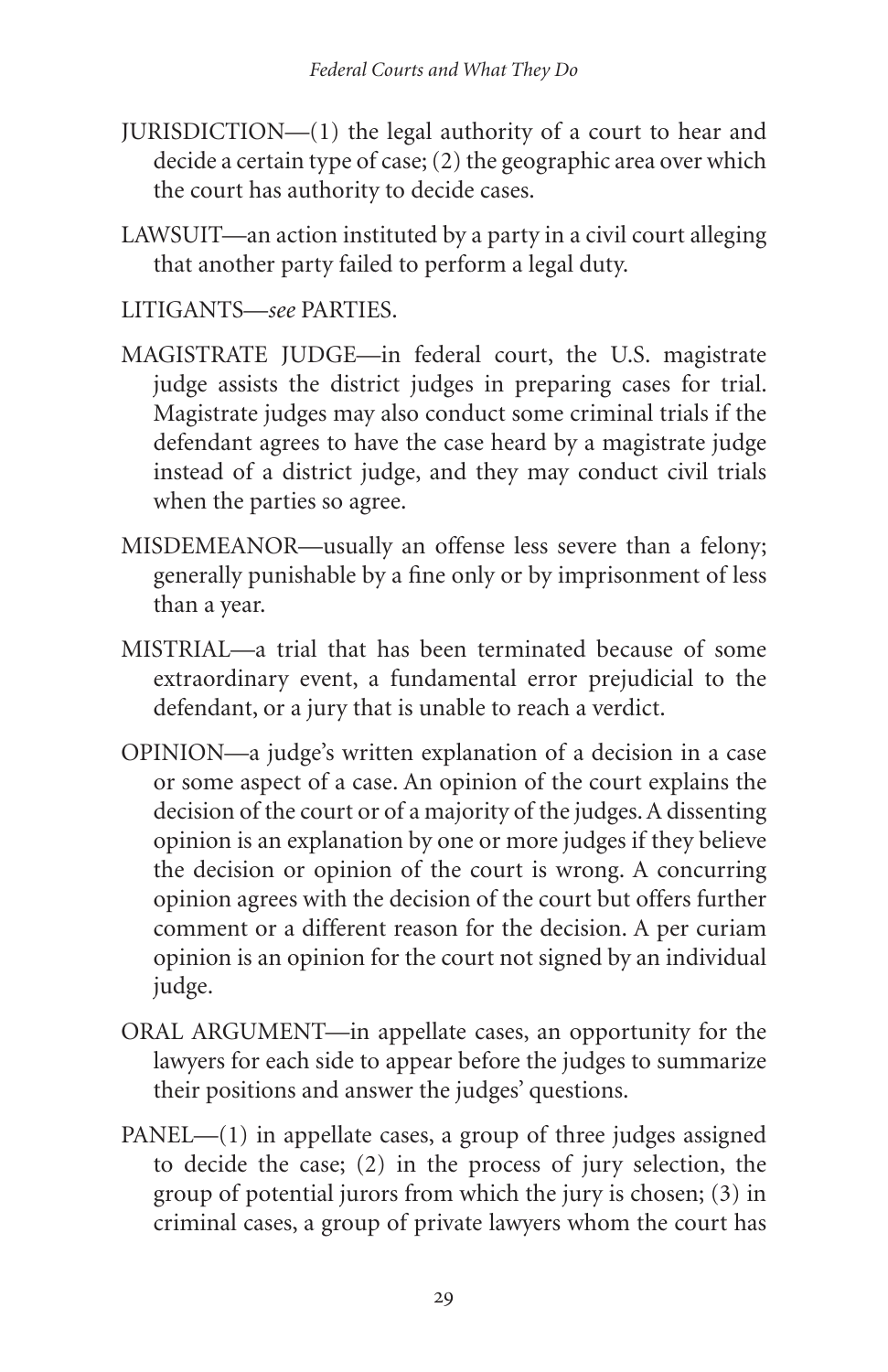JURISDICTION—(1) the legal authority of a court to hear and decide a certain type of case; (2) the geographic area over which the court has authority to decide cases.

LAWSUIT—an action instituted by a party in a civil court alleging that another party failed to perform a legal duty.

LITIGANTS—*see* PARTIES.

MAGISTRATE JUDGE—in federal court, the U.S. magistrate judge assists the district judges in preparing cases for trial. Magistrate judges may also conduct some criminal trials if the defendant agrees to have the case heard by a magistrate judge instead of a district judge, and they may conduct civil trials when the parties so agree.

MISDEMEANOR—usually an offense less severe than a felony; generally punishable by a fine only or by imprisonment of less than a year.

MISTRIAL—a trial that has been terminated because of some extraordinary event, a fundamental error prejudicial to the defendant, or a jury that is unable to reach a verdict.

OPINION—a judge's written explanation of a decision in a case or some aspect of a case. An opinion of the court explains the decision of the court or of a majority of the judges. A dissenting opinion is an explanation by one or more judges if they believe the decision or opinion of the court is wrong. A concurring opinion agrees with the decision of the court but offers further comment or a different reason for the decision. A per curiam opinion is an opinion for the court not signed by an individual judge.

ORAL ARGUMENT—in appellate cases, an opportunity for the lawyers for each side to appear before the judges to summarize their positions and answer the judges' questions.

PANEL—(1) in appellate cases, a group of three judges assigned to decide the case; (2) in the process of jury selection, the group of potential jurors from which the jury is chosen; (3) in criminal cases, a group of private lawyers whom the court has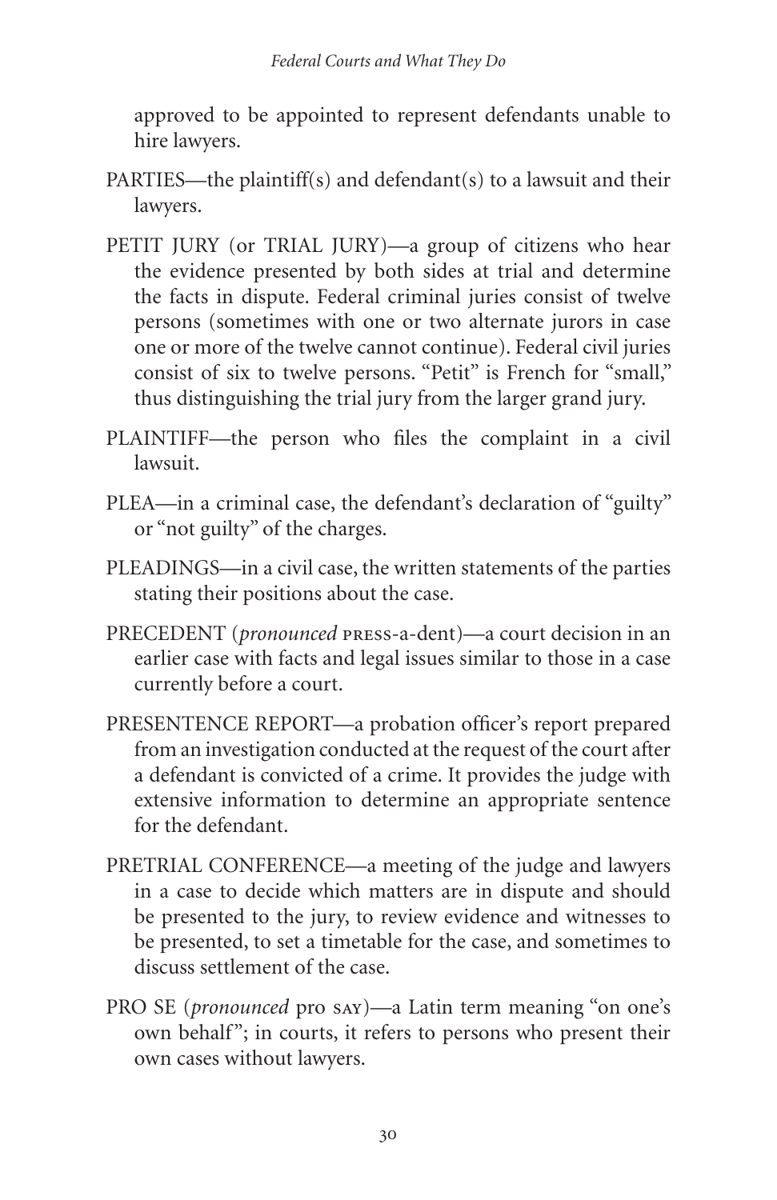approved to be appointed to represent defendants unable to hire lawyers.

PARTIES—the plaintiff(s) and defendant(s) to a lawsuit and their lawyers.

PETIT JURY (or TRIAL JURY)—a group of citizens who hear the evidence presented by both sides at trial and determine the facts in dispute. Federal criminal juries consist of twelve persons (sometimes with one or two alternate jurors in case one or more of the twelve cannot continue). Federal civil juries consist of six to twelve persons. "Petit" is French for "small," thus distinguishing the trial jury from the larger grand jury.

PLAINTIFF—the person who files the complaint in a civil lawsuit.

PLEA—in a criminal case, the defendant's declaration of "guilty" or "not guilty" of the charges.

PLEADINGS—in a civil case, the written statements of the parties stating their positions about the case.

PRECEDENT (*pronounced* PRESS-a-dent)—a court decision in an earlier case with facts and legal issues similar to those in a case currently before a court.

PRESENTENCE REPORT—a probation officer's report prepared from an investigation conducted at the request of the court after a defendant is convicted of a crime. It provides the judge with extensive information to determine an appropriate sentence for the defendant.

PRETRIAL CONFERENCE—a meeting of the judge and lawyers in a case to decide which matters are in dispute and should be presented to the jury, to review evidence and witnesses to be presented, to set a timetable for the case, and sometimes to discuss settlement of the case.

PRO SE (*pronounced* pro SAY)—a Latin term meaning "on one's own behalf"; in courts, it refers to persons who present their own cases without lawyers.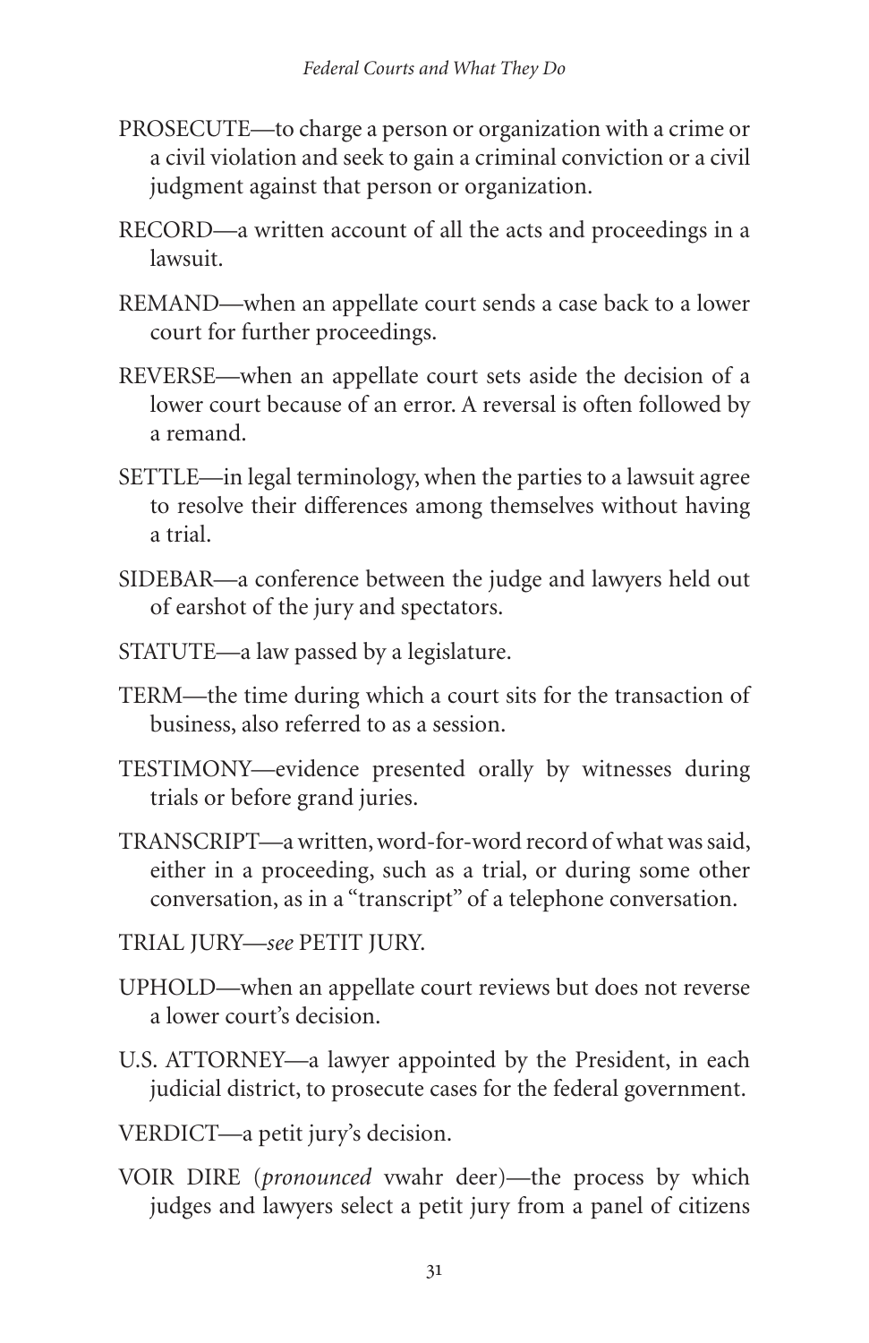PROSECUTE—to charge a person or organization with a crime or a civil violation and seek to gain a criminal conviction or a civil judgment against that person or organization.

RECORD—a written account of all the acts and proceedings in a lawsuit.

REMAND—when an appellate court sends a case back to a lower court for further proceedings.

REVERSE—when an appellate court sets aside the decision of a lower court because of an error. A reversal is often followed by a remand.

SETTLE—in legal terminology, when the parties to a lawsuit agree to resolve their differences among themselves without having a trial.

SIDEBAR—a conference between the judge and lawyers held out of earshot of the jury and spectators.

STATUTE—a law passed by a legislature.

TERM—the time during which a court sits for the transaction of business, also referred to as a session.

TESTIMONY—evidence presented orally by witnesses during trials or before grand juries.

TRANSCRIPT—a written, word-for-word record of what was said, either in a proceeding, such as a trial, or during some other conversation, as in a "transcript" of a telephone conversation.

TRIAL JURY—*see* PETIT JURY.

UPHOLD—when an appellate court reviews but does not reverse a lower court's decision.

U.S. ATTORNEY—a lawyer appointed by the President, in each judicial district, to prosecute cases for the federal government.

VERDICT—a petit jury's decision.

VOIR DIRE (*pronounced* vwahr deer)—the process by which judges and lawyers select a petit jury from a panel of citizens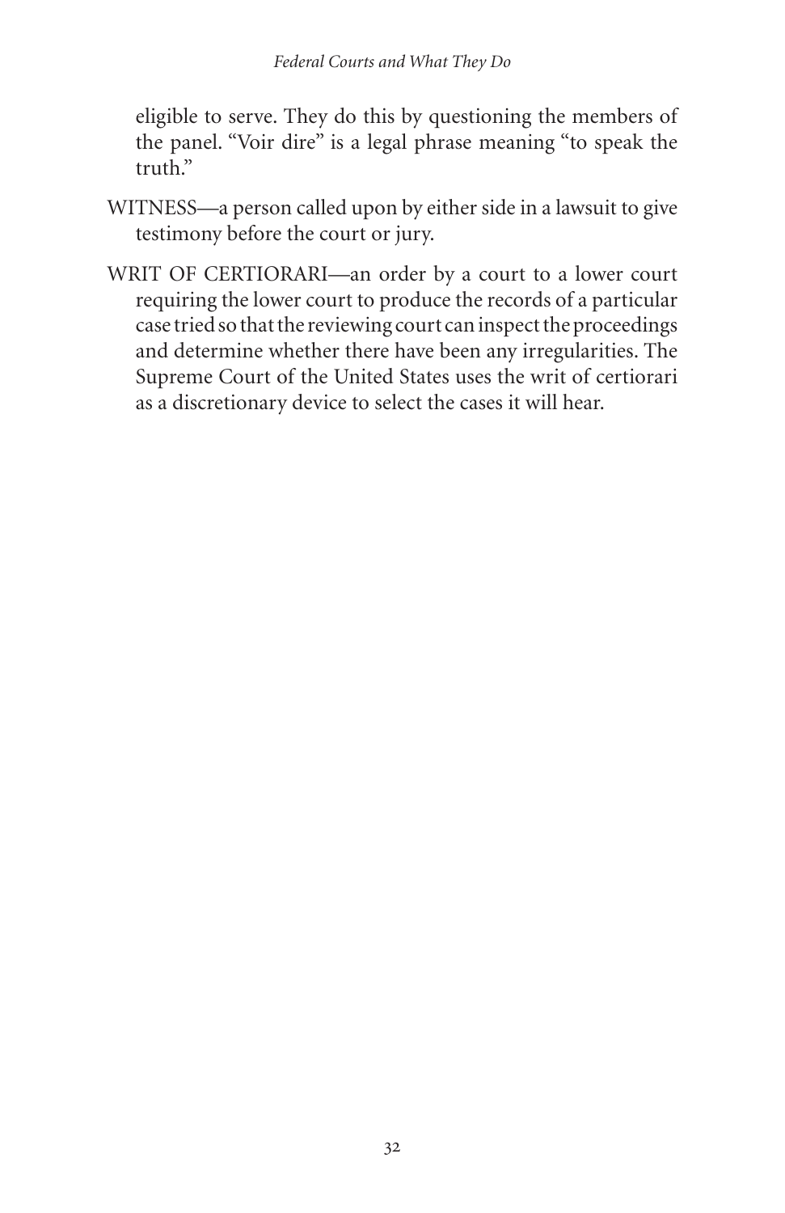eligible to serve. They do this by questioning the members of the panel. "Voir dire" is a legal phrase meaning "to speak the truth."

WITNESS—a person called upon by either side in a lawsuit to give testimony before the court or jury.

WRIT OF CERTIORARI—an order by a court to a lower court requiring the lower court to produce the records of a particular case tried so that the reviewing court can inspect the proceedings and determine whether there have been any irregularities. The Supreme Court of the United States uses the writ of certiorari as a discretionary device to select the cases it will hear.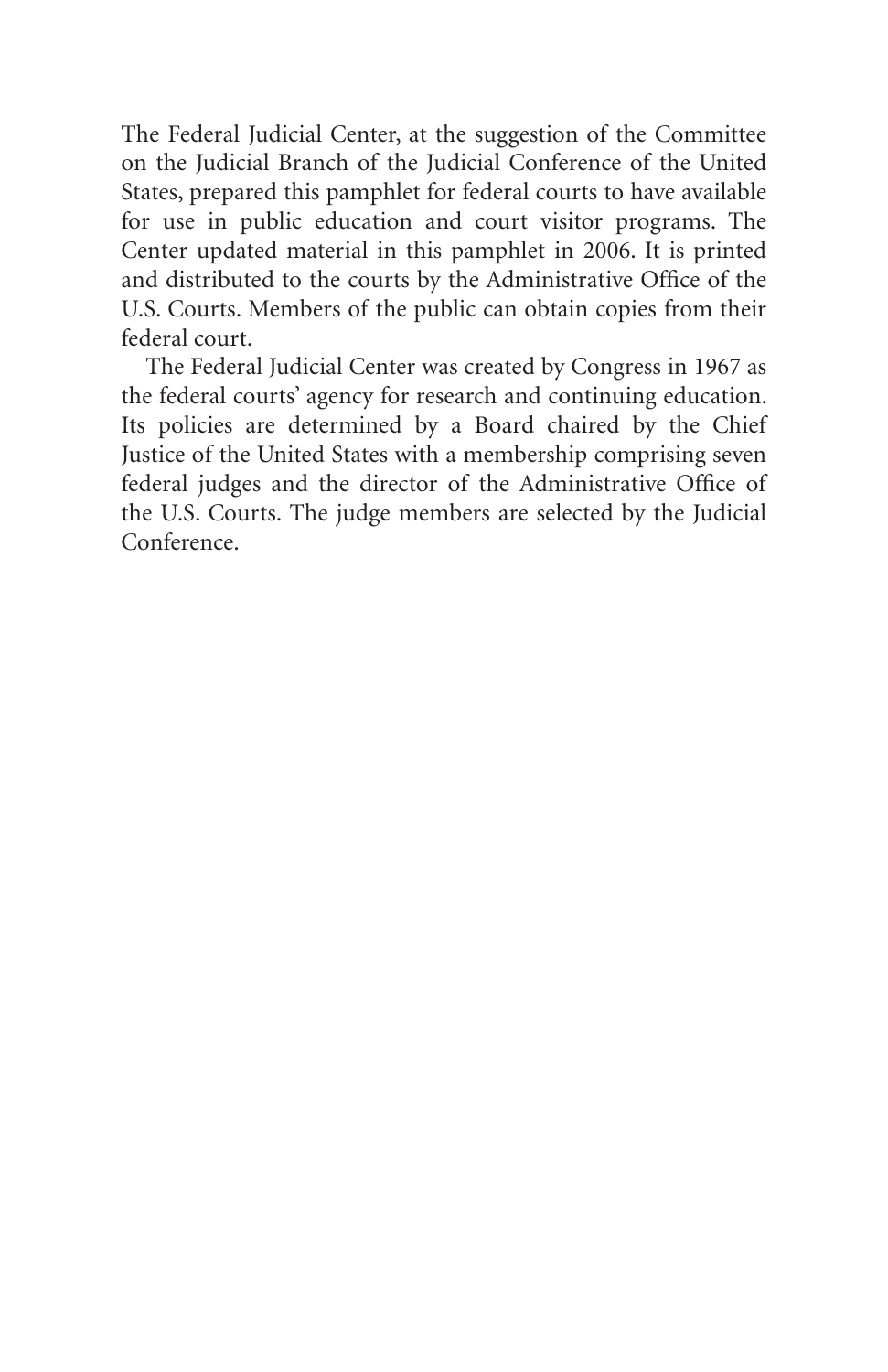The Federal Judicial Center, at the suggestion of the Committee on the Judicial Branch of the Judicial Conference of the United States, prepared this pamphlet for federal courts to have available for use in public education and court visitor programs. The Center updated material in this pamphlet in 2006. It is printed and distributed to the courts by the Administrative Office of the U.S. Courts. Members of the public can obtain copies from their federal court.

The Federal Judicial Center was created by Congress in 1967 as the federal courts' agency for research and continuing education. Its policies are determined by a Board chaired by the Chief Justice of the United States with a membership comprising seven federal judges and the director of the Administrative Office of the U.S. Courts. The judge members are selected by the Judicial Conference.